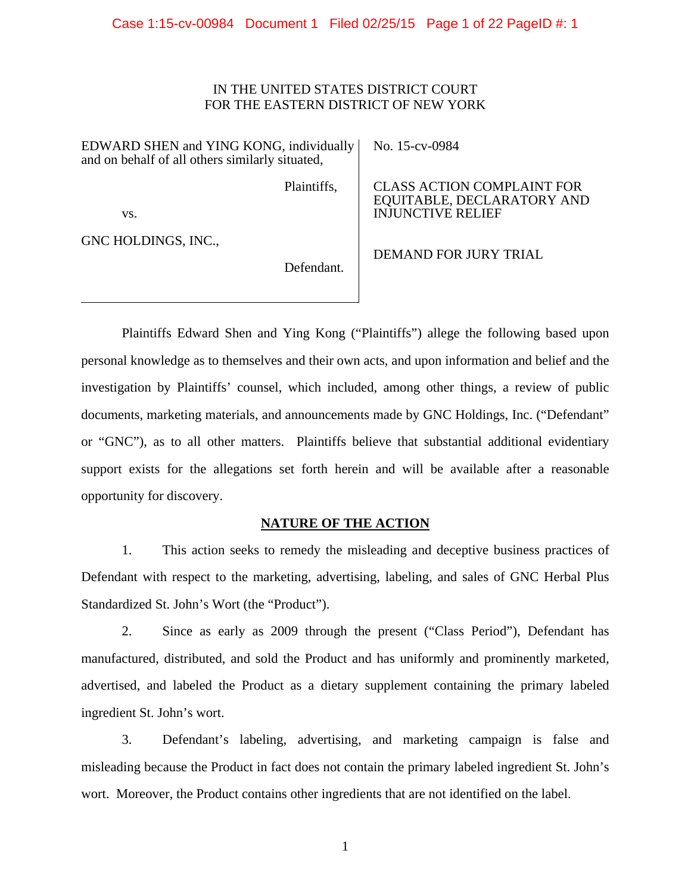IN THE UNITED STATES DISTRICT COURT
FOR THE EASTERN DISTRICT OF NEW YORK

| | |
|---|---|
| EDWARD SHEN and YING KONG, individually and on behalf of all others similarly situated,<br><br>Plaintiffs,<br><br>vs.<br><br>GNC HOLDINGS, INC.,<br><br>Defendant. | No. 15-cv-0984<br><br>CLASS ACTION COMPLAINT FOR EQUITABLE, DECLARATORY AND INJUNCTIVE RELIEF<br><br>DEMAND FOR JURY TRIAL |

Plaintiffs Edward Shen and Ying Kong ("Plaintiffs") allege the following based upon personal knowledge as to themselves and their own acts, and upon information and belief and the investigation by Plaintiffs' counsel, which included, among other things, a review of public documents, marketing materials, and announcements made by GNC Holdings, Inc. ("Defendant" or "GNC"), as to all other matters. Plaintiffs believe that substantial additional evidentiary support exists for the allegations set forth herein and will be available after a reasonable opportunity for discovery.

## NATURE OF THE ACTION

1. This action seeks to remedy the misleading and deceptive business practices of Defendant with respect to the marketing, advertising, labeling, and sales of GNC Herbal Plus Standardized St. John's Wort (the "Product").

2. Since as early as 2009 through the present ("Class Period"), Defendant has manufactured, distributed, and sold the Product and has uniformly and prominently marketed, advertised, and labeled the Product as a dietary supplement containing the primary labeled ingredient St. John's wort.

3. Defendant's labeling, advertising, and marketing campaign is false and misleading because the Product in fact does not contain the primary labeled ingredient St. John's wort. Moreover, the Product contains other ingredients that are not identified on the label.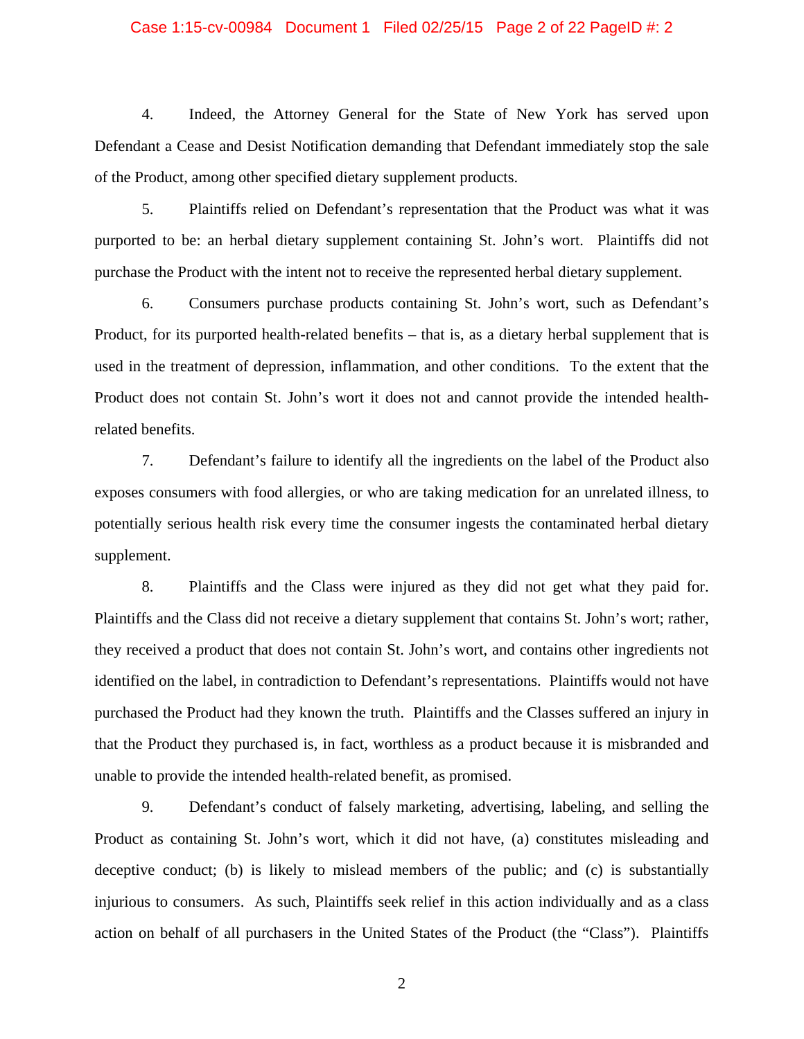4. Indeed, the Attorney General for the State of New York has served upon Defendant a Cease and Desist Notification demanding that Defendant immediately stop the sale of the Product, among other specified dietary supplement products.

5. Plaintiffs relied on Defendant's representation that the Product was what it was purported to be: an herbal dietary supplement containing St. John's wort. Plaintiffs did not purchase the Product with the intent not to receive the represented herbal dietary supplement.

6. Consumers purchase products containing St. John's wort, such as Defendant's Product, for its purported health-related benefits – that is, as a dietary herbal supplement that is used in the treatment of depression, inflammation, and other conditions. To the extent that the Product does not contain St. John's wort it does not and cannot provide the intended health-related benefits.

7. Defendant's failure to identify all the ingredients on the label of the Product also exposes consumers with food allergies, or who are taking medication for an unrelated illness, to potentially serious health risk every time the consumer ingests the contaminated herbal dietary supplement.

8. Plaintiffs and the Class were injured as they did not get what they paid for. Plaintiffs and the Class did not receive a dietary supplement that contains St. John's wort; rather, they received a product that does not contain St. John's wort, and contains other ingredients not identified on the label, in contradiction to Defendant's representations. Plaintiffs would not have purchased the Product had they known the truth. Plaintiffs and the Classes suffered an injury in that the Product they purchased is, in fact, worthless as a product because it is misbranded and unable to provide the intended health-related benefit, as promised.

9. Defendant's conduct of falsely marketing, advertising, labeling, and selling the Product as containing St. John's wort, which it did not have, (a) constitutes misleading and deceptive conduct; (b) is likely to mislead members of the public; and (c) is substantially injurious to consumers. As such, Plaintiffs seek relief in this action individually and as a class action on behalf of all purchasers in the United States of the Product (the "Class"). Plaintiffs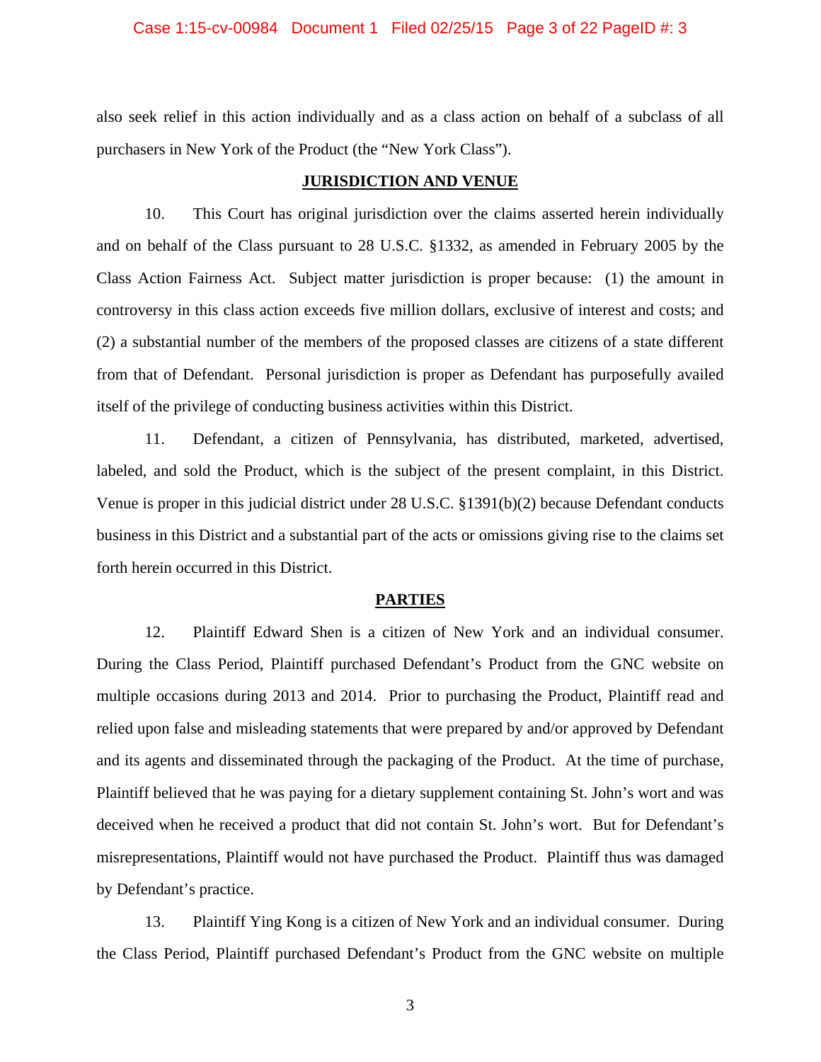also seek relief in this action individually and as a class action on behalf of a subclass of all purchasers in New York of the Product (the "New York Class").

## JURISDICTION AND VENUE

10. This Court has original jurisdiction over the claims asserted herein individually and on behalf of the Class pursuant to 28 U.S.C. §1332, as amended in February 2005 by the Class Action Fairness Act. Subject matter jurisdiction is proper because: (1) the amount in controversy in this class action exceeds five million dollars, exclusive of interest and costs; and (2) a substantial number of the members of the proposed classes are citizens of a state different from that of Defendant. Personal jurisdiction is proper as Defendant has purposefully availed itself of the privilege of conducting business activities within this District.

11. Defendant, a citizen of Pennsylvania, has distributed, marketed, advertised, labeled, and sold the Product, which is the subject of the present complaint, in this District. Venue is proper in this judicial district under 28 U.S.C. §1391(b)(2) because Defendant conducts business in this District and a substantial part of the acts or omissions giving rise to the claims set forth herein occurred in this District.

## PARTIES

12. Plaintiff Edward Shen is a citizen of New York and an individual consumer. During the Class Period, Plaintiff purchased Defendant's Product from the GNC website on multiple occasions during 2013 and 2014. Prior to purchasing the Product, Plaintiff read and relied upon false and misleading statements that were prepared by and/or approved by Defendant and its agents and disseminated through the packaging of the Product. At the time of purchase, Plaintiff believed that he was paying for a dietary supplement containing St. John's wort and was deceived when he received a product that did not contain St. John's wort. But for Defendant's misrepresentations, Plaintiff would not have purchased the Product. Plaintiff thus was damaged by Defendant's practice.

13. Plaintiff Ying Kong is a citizen of New York and an individual consumer. During the Class Period, Plaintiff purchased Defendant's Product from the GNC website on multiple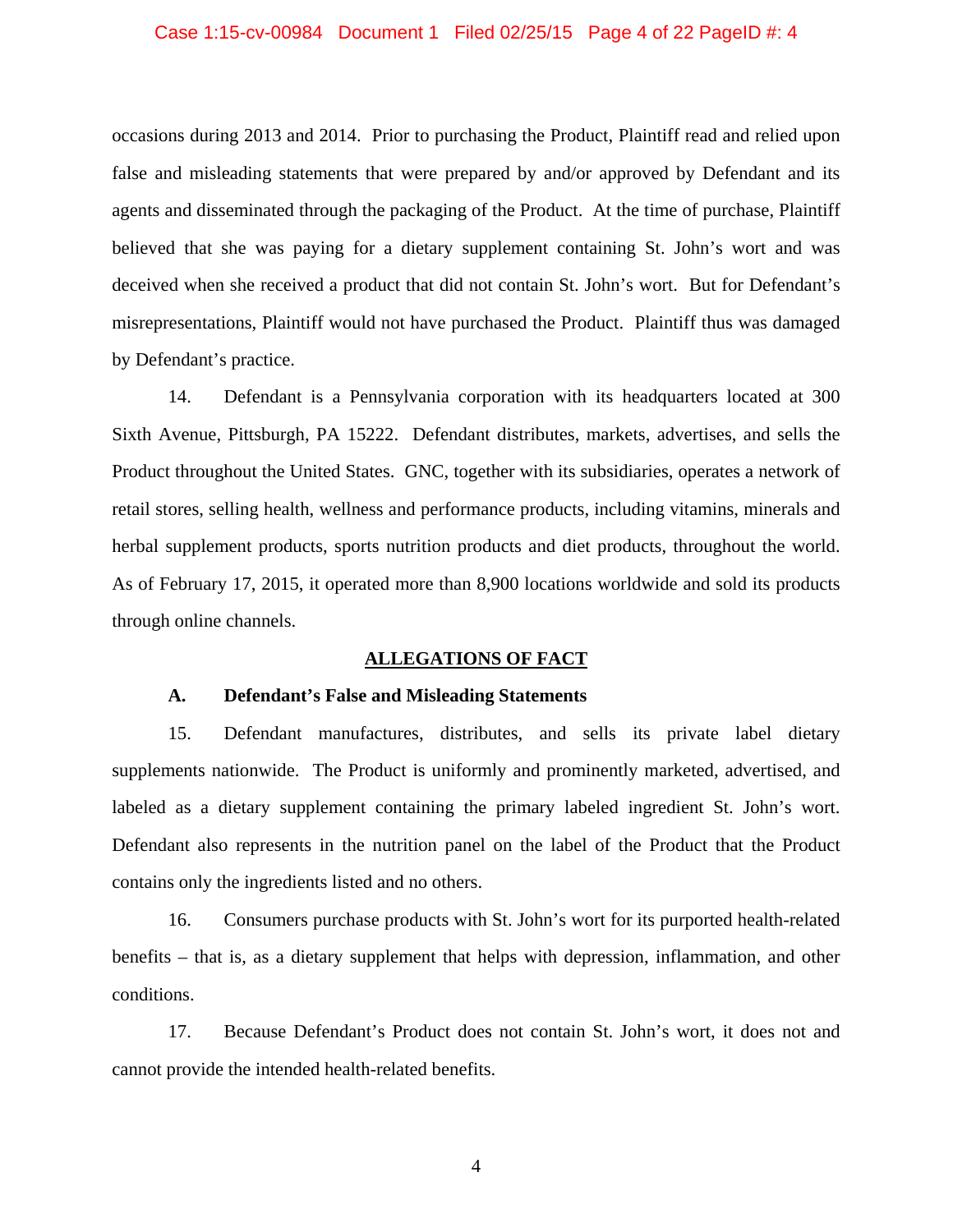occasions during 2013 and 2014. Prior to purchasing the Product, Plaintiff read and relied upon false and misleading statements that were prepared by and/or approved by Defendant and its agents and disseminated through the packaging of the Product. At the time of purchase, Plaintiff believed that she was paying for a dietary supplement containing St. John's wort and was deceived when she received a product that did not contain St. John's wort. But for Defendant's misrepresentations, Plaintiff would not have purchased the Product. Plaintiff thus was damaged by Defendant's practice.

14. Defendant is a Pennsylvania corporation with its headquarters located at 300 Sixth Avenue, Pittsburgh, PA 15222. Defendant distributes, markets, advertises, and sells the Product throughout the United States. GNC, together with its subsidiaries, operates a network of retail stores, selling health, wellness and performance products, including vitamins, minerals and herbal supplement products, sports nutrition products and diet products, throughout the world. As of February 17, 2015, it operated more than 8,900 locations worldwide and sold its products through online channels.

## ALLEGATIONS OF FACT

### A. Defendant's False and Misleading Statements

15. Defendant manufactures, distributes, and sells its private label dietary supplements nationwide. The Product is uniformly and prominently marketed, advertised, and labeled as a dietary supplement containing the primary labeled ingredient St. John's wort. Defendant also represents in the nutrition panel on the label of the Product that the Product contains only the ingredients listed and no others.

16. Consumers purchase products with St. John's wort for its purported health-related benefits – that is, as a dietary supplement that helps with depression, inflammation, and other conditions.

17. Because Defendant's Product does not contain St. John's wort, it does not and cannot provide the intended health-related benefits.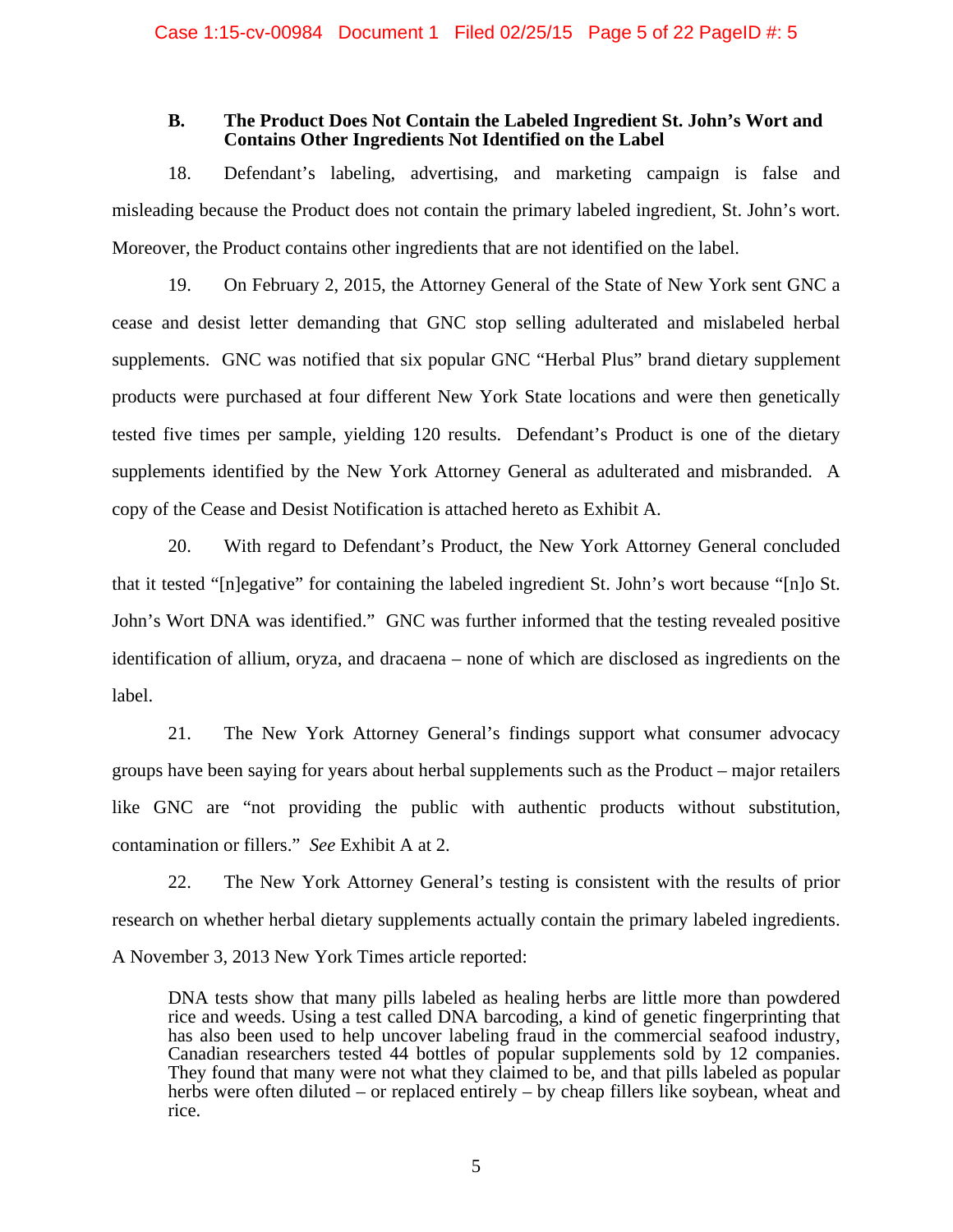### B. The Product Does Not Contain the Labeled Ingredient St. John's Wort and Contains Other Ingredients Not Identified on the Label

18. Defendant's labeling, advertising, and marketing campaign is false and misleading because the Product does not contain the primary labeled ingredient, St. John's wort. Moreover, the Product contains other ingredients that are not identified on the label.

19. On February 2, 2015, the Attorney General of the State of New York sent GNC a cease and desist letter demanding that GNC stop selling adulterated and mislabeled herbal supplements. GNC was notified that six popular GNC "Herbal Plus" brand dietary supplement products were purchased at four different New York State locations and were then genetically tested five times per sample, yielding 120 results. Defendant's Product is one of the dietary supplements identified by the New York Attorney General as adulterated and misbranded. A copy of the Cease and Desist Notification is attached hereto as Exhibit A.

20. With regard to Defendant's Product, the New York Attorney General concluded that it tested "[n]egative" for containing the labeled ingredient St. John's wort because "[n]o St. John's Wort DNA was identified." GNC was further informed that the testing revealed positive identification of allium, oryza, and dracaena – none of which are disclosed as ingredients on the label.

21. The New York Attorney General's findings support what consumer advocacy groups have been saying for years about herbal supplements such as the Product – major retailers like GNC are "not providing the public with authentic products without substitution, contamination or fillers." *See* Exhibit A at 2.

22. The New York Attorney General's testing is consistent with the results of prior research on whether herbal dietary supplements actually contain the primary labeled ingredients. A November 3, 2013 New York Times article reported:

> DNA tests show that many pills labeled as healing herbs are little more than powdered rice and weeds. Using a test called DNA barcoding, a kind of genetic fingerprinting that has also been used to help uncover labeling fraud in the commercial seafood industry, Canadian researchers tested 44 bottles of popular supplements sold by 12 companies. They found that many were not what they claimed to be, and that pills labeled as popular herbs were often diluted – or replaced entirely – by cheap fillers like soybean, wheat and rice.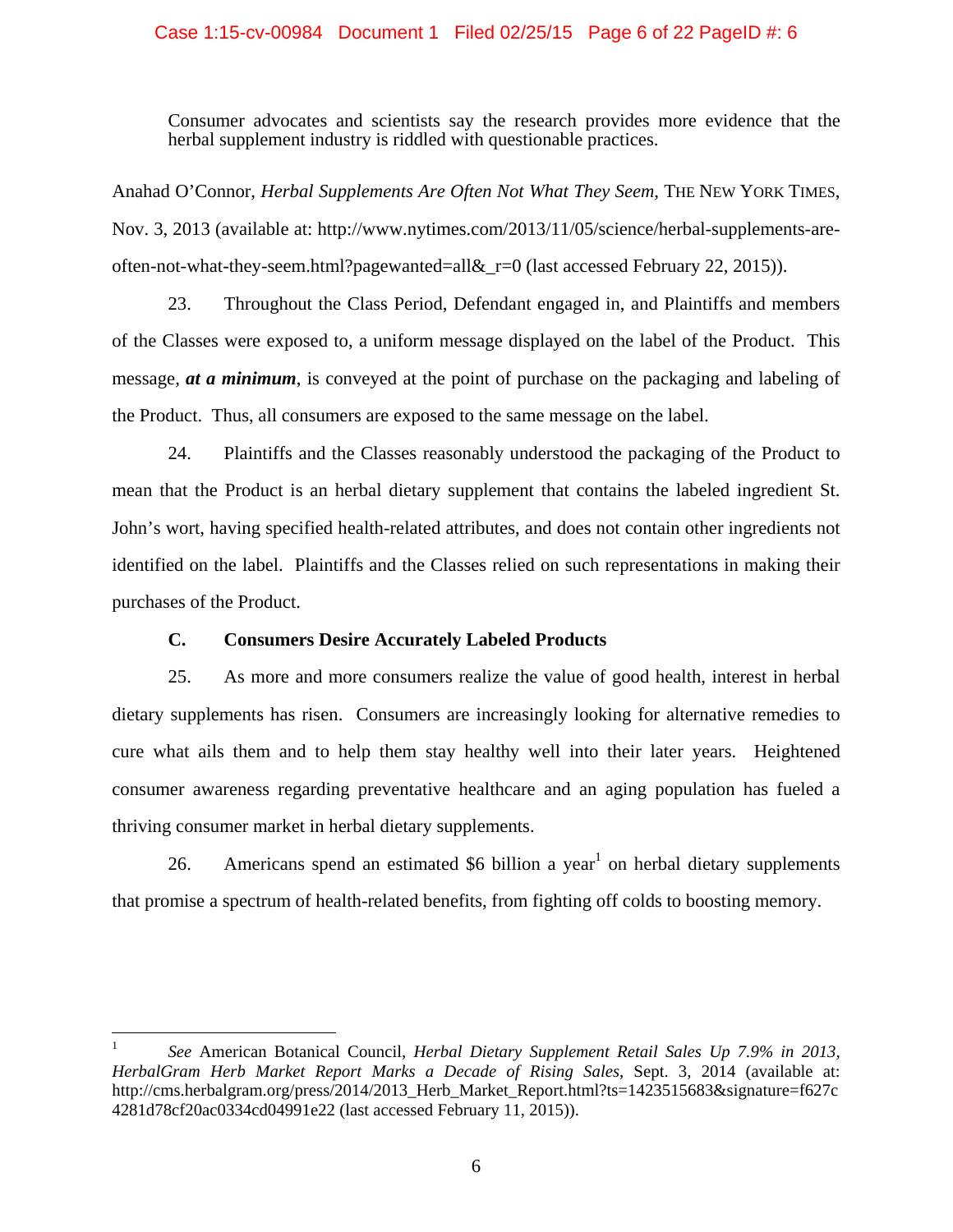> Consumer advocates and scientists say the research provides more evidence that the herbal supplement industry is riddled with questionable practices.

Anahad O'Connor, *Herbal Supplements Are Often Not What They Seem*, THE NEW YORK TIMES, Nov. 3, 2013 (available at: http://www.nytimes.com/2013/11/05/science/herbal-supplements-are-often-not-what-they-seem.html?pagewanted=all&_r=0 (last accessed February 22, 2015)).

23. Throughout the Class Period, Defendant engaged in, and Plaintiffs and members of the Classes were exposed to, a uniform message displayed on the label of the Product. This message, ***at a minimum***, is conveyed at the point of purchase on the packaging and labeling of the Product. Thus, all consumers are exposed to the same message on the label.

24. Plaintiffs and the Classes reasonably understood the packaging of the Product to mean that the Product is an herbal dietary supplement that contains the labeled ingredient St. John's wort, having specified health-related attributes, and does not contain other ingredients not identified on the label. Plaintiffs and the Classes relied on such representations in making their purchases of the Product.

### C. Consumers Desire Accurately Labeled Products

25. As more and more consumers realize the value of good health, interest in herbal dietary supplements has risen. Consumers are increasingly looking for alternative remedies to cure what ails them and to help them stay healthy well into their later years. Heightened consumer awareness regarding preventative healthcare and an aging population has fueled a thriving consumer market in herbal dietary supplements.

26. Americans spend an estimated $6 billion a year[1] on herbal dietary supplements that promise a spectrum of health-related benefits, from fighting off colds to boosting memory.

---

[1] *See* American Botanical Council, *Herbal Dietary Supplement Retail Sales Up 7.9% in 2013, HerbalGram Herb Market Report Marks a Decade of Rising Sales*, Sept. 3, 2014 (available at: http://cms.herbalgram.org/press/2014/2013_Herb_Market_Report.html?ts=1423515683&signature=f627c4281d78cf20ac0334cd04991e22 (last accessed February 11, 2015)).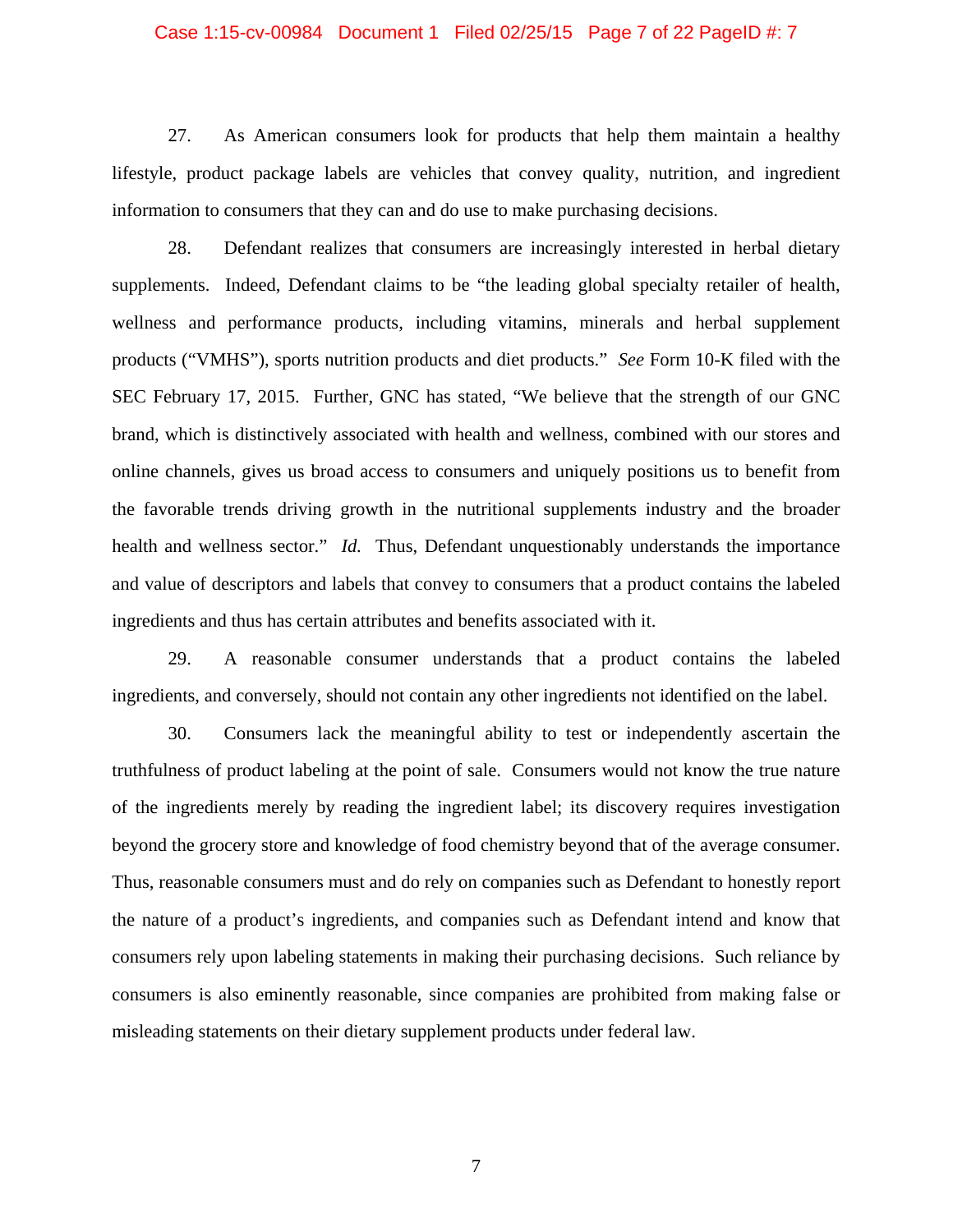27. As American consumers look for products that help them maintain a healthy lifestyle, product package labels are vehicles that convey quality, nutrition, and ingredient information to consumers that they can and do use to make purchasing decisions.

28. Defendant realizes that consumers are increasingly interested in herbal dietary supplements. Indeed, Defendant claims to be "the leading global specialty retailer of health, wellness and performance products, including vitamins, minerals and herbal supplement products ("VMHS"), sports nutrition products and diet products." *See* Form 10-K filed with the SEC February 17, 2015. Further, GNC has stated, "We believe that the strength of our GNC brand, which is distinctively associated with health and wellness, combined with our stores and online channels, gives us broad access to consumers and uniquely positions us to benefit from the favorable trends driving growth in the nutritional supplements industry and the broader health and wellness sector." *Id.* Thus, Defendant unquestionably understands the importance and value of descriptors and labels that convey to consumers that a product contains the labeled ingredients and thus has certain attributes and benefits associated with it.

29. A reasonable consumer understands that a product contains the labeled ingredients, and conversely, should not contain any other ingredients not identified on the label.

30. Consumers lack the meaningful ability to test or independently ascertain the truthfulness of product labeling at the point of sale. Consumers would not know the true nature of the ingredients merely by reading the ingredient label; its discovery requires investigation beyond the grocery store and knowledge of food chemistry beyond that of the average consumer. Thus, reasonable consumers must and do rely on companies such as Defendant to honestly report the nature of a product's ingredients, and companies such as Defendant intend and know that consumers rely upon labeling statements in making their purchasing decisions. Such reliance by consumers is also eminently reasonable, since companies are prohibited from making false or misleading statements on their dietary supplement products under federal law.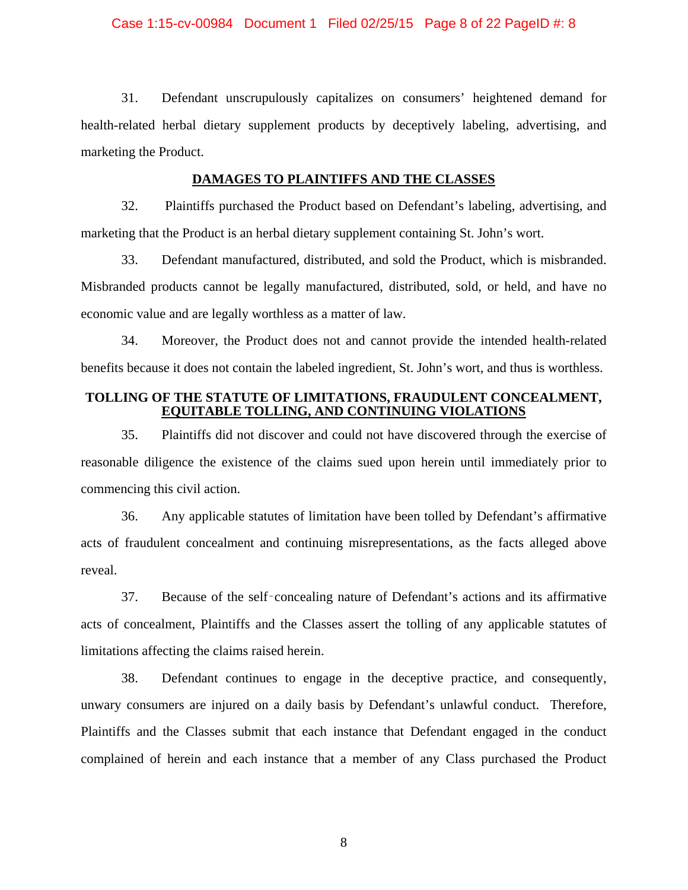31. Defendant unscrupulously capitalizes on consumers' heightened demand for health-related herbal dietary supplement products by deceptively labeling, advertising, and marketing the Product.

## DAMAGES TO PLAINTIFFS AND THE CLASSES

32. Plaintiffs purchased the Product based on Defendant's labeling, advertising, and marketing that the Product is an herbal dietary supplement containing St. John's wort.

33. Defendant manufactured, distributed, and sold the Product, which is misbranded. Misbranded products cannot be legally manufactured, distributed, sold, or held, and have no economic value and are legally worthless as a matter of law.

34. Moreover, the Product does not and cannot provide the intended health-related benefits because it does not contain the labeled ingredient, St. John's wort, and thus is worthless.

## TOLLING OF THE STATUTE OF LIMITATIONS, FRAUDULENT CONCEALMENT, EQUITABLE TOLLING, AND CONTINUING VIOLATIONS

35. Plaintiffs did not discover and could not have discovered through the exercise of reasonable diligence the existence of the claims sued upon herein until immediately prior to commencing this civil action.

36. Any applicable statutes of limitation have been tolled by Defendant's affirmative acts of fraudulent concealment and continuing misrepresentations, as the facts alleged above reveal.

37. Because of the self-concealing nature of Defendant's actions and its affirmative acts of concealment, Plaintiffs and the Classes assert the tolling of any applicable statutes of limitations affecting the claims raised herein.

38. Defendant continues to engage in the deceptive practice, and consequently, unwary consumers are injured on a daily basis by Defendant's unlawful conduct. Therefore, Plaintiffs and the Classes submit that each instance that Defendant engaged in the conduct complained of herein and each instance that a member of any Class purchased the Product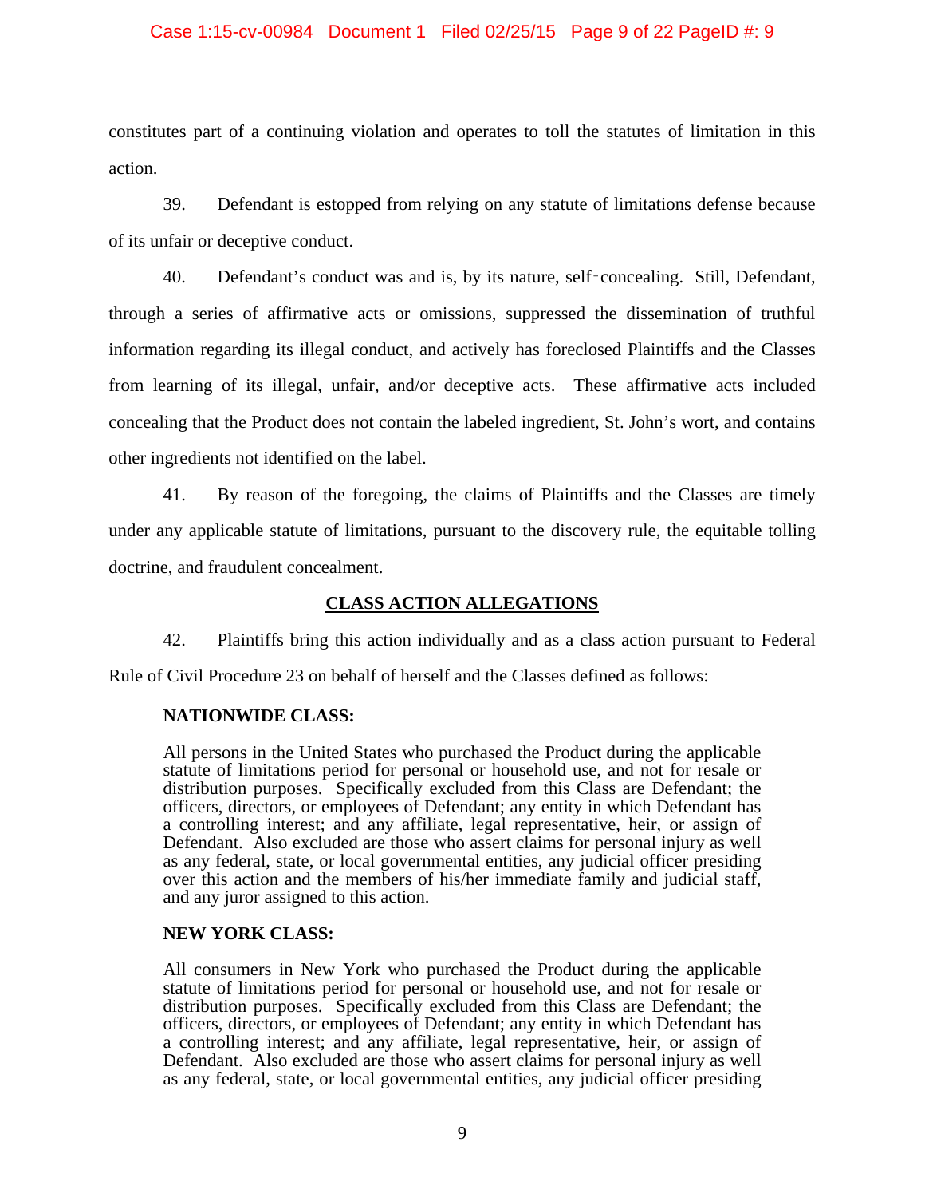constitutes part of a continuing violation and operates to toll the statutes of limitation in this action.

39. Defendant is estopped from relying on any statute of limitations defense because of its unfair or deceptive conduct.

40. Defendant's conduct was and is, by its nature, self-concealing. Still, Defendant, through a series of affirmative acts or omissions, suppressed the dissemination of truthful information regarding its illegal conduct, and actively has foreclosed Plaintiffs and the Classes from learning of its illegal, unfair, and/or deceptive acts. These affirmative acts included concealing that the Product does not contain the labeled ingredient, St. John's wort, and contains other ingredients not identified on the label.

41. By reason of the foregoing, the claims of Plaintiffs and the Classes are timely under any applicable statute of limitations, pursuant to the discovery rule, the equitable tolling doctrine, and fraudulent concealment.

## CLASS ACTION ALLEGATIONS

42. Plaintiffs bring this action individually and as a class action pursuant to Federal Rule of Civil Procedure 23 on behalf of herself and the Classes defined as follows:

> **NATIONWIDE CLASS:**
>
> All persons in the United States who purchased the Product during the applicable statute of limitations period for personal or household use, and not for resale or distribution purposes. Specifically excluded from this Class are Defendant; the officers, directors, or employees of Defendant; any entity in which Defendant has a controlling interest; and any affiliate, legal representative, heir, or assign of Defendant. Also excluded are those who assert claims for personal injury as well as any federal, state, or local governmental entities, any judicial officer presiding over this action and the members of his/her immediate family and judicial staff, and any juror assigned to this action.
>
> **NEW YORK CLASS:**
>
> All consumers in New York who purchased the Product during the applicable statute of limitations period for personal or household use, and not for resale or distribution purposes. Specifically excluded from this Class are Defendant; the officers, directors, or employees of Defendant; any entity in which Defendant has a controlling interest; and any affiliate, legal representative, heir, or assign of Defendant. Also excluded are those who assert claims for personal injury as well as any federal, state, or local governmental entities, any judicial officer presiding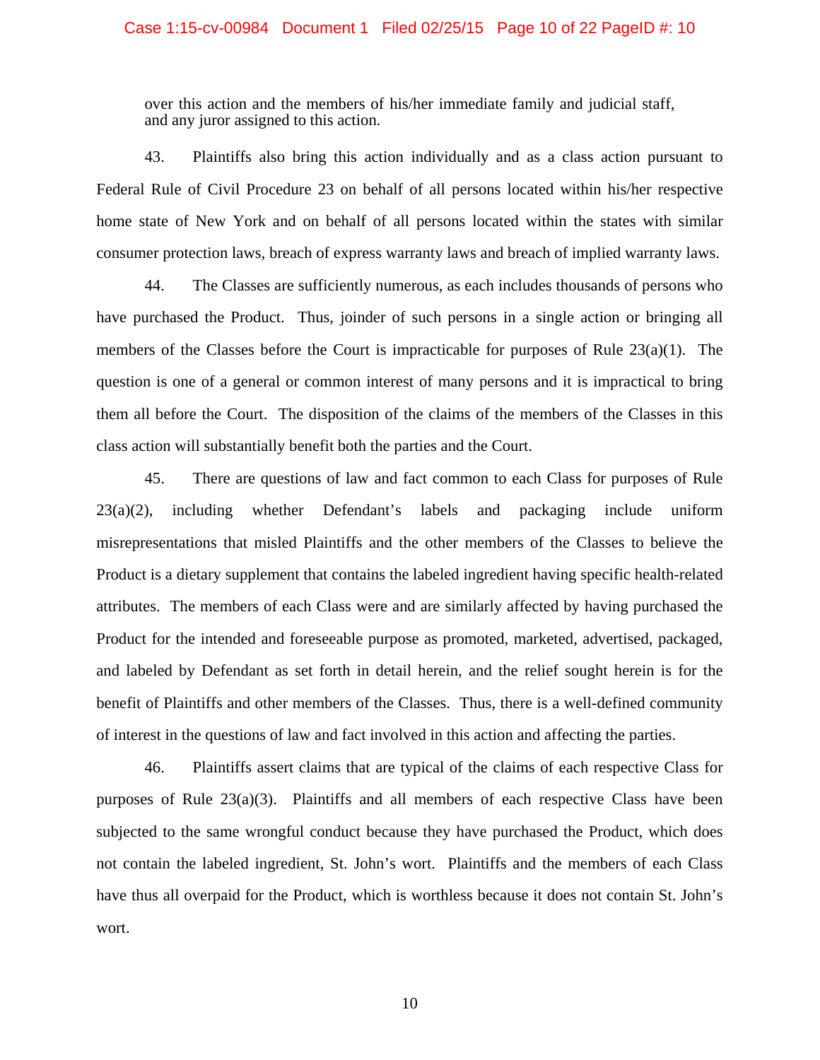over this action and the members of his/her immediate family and judicial staff, and any juror assigned to this action.

43. Plaintiffs also bring this action individually and as a class action pursuant to Federal Rule of Civil Procedure 23 on behalf of all persons located within his/her respective home state of New York and on behalf of all persons located within the states with similar consumer protection laws, breach of express warranty laws and breach of implied warranty laws.

44. The Classes are sufficiently numerous, as each includes thousands of persons who have purchased the Product. Thus, joinder of such persons in a single action or bringing all members of the Classes before the Court is impracticable for purposes of Rule 23(a)(1). The question is one of a general or common interest of many persons and it is impractical to bring them all before the Court. The disposition of the claims of the members of the Classes in this class action will substantially benefit both the parties and the Court.

45. There are questions of law and fact common to each Class for purposes of Rule 23(a)(2), including whether Defendant's labels and packaging include uniform misrepresentations that misled Plaintiffs and the other members of the Classes to believe the Product is a dietary supplement that contains the labeled ingredient having specific health-related attributes. The members of each Class were and are similarly affected by having purchased the Product for the intended and foreseeable purpose as promoted, marketed, advertised, packaged, and labeled by Defendant as set forth in detail herein, and the relief sought herein is for the benefit of Plaintiffs and other members of the Classes. Thus, there is a well-defined community of interest in the questions of law and fact involved in this action and affecting the parties.

46. Plaintiffs assert claims that are typical of the claims of each respective Class for purposes of Rule 23(a)(3). Plaintiffs and all members of each respective Class have been subjected to the same wrongful conduct because they have purchased the Product, which does not contain the labeled ingredient, St. John's wort. Plaintiffs and the members of each Class have thus all overpaid for the Product, which is worthless because it does not contain St. John's wort.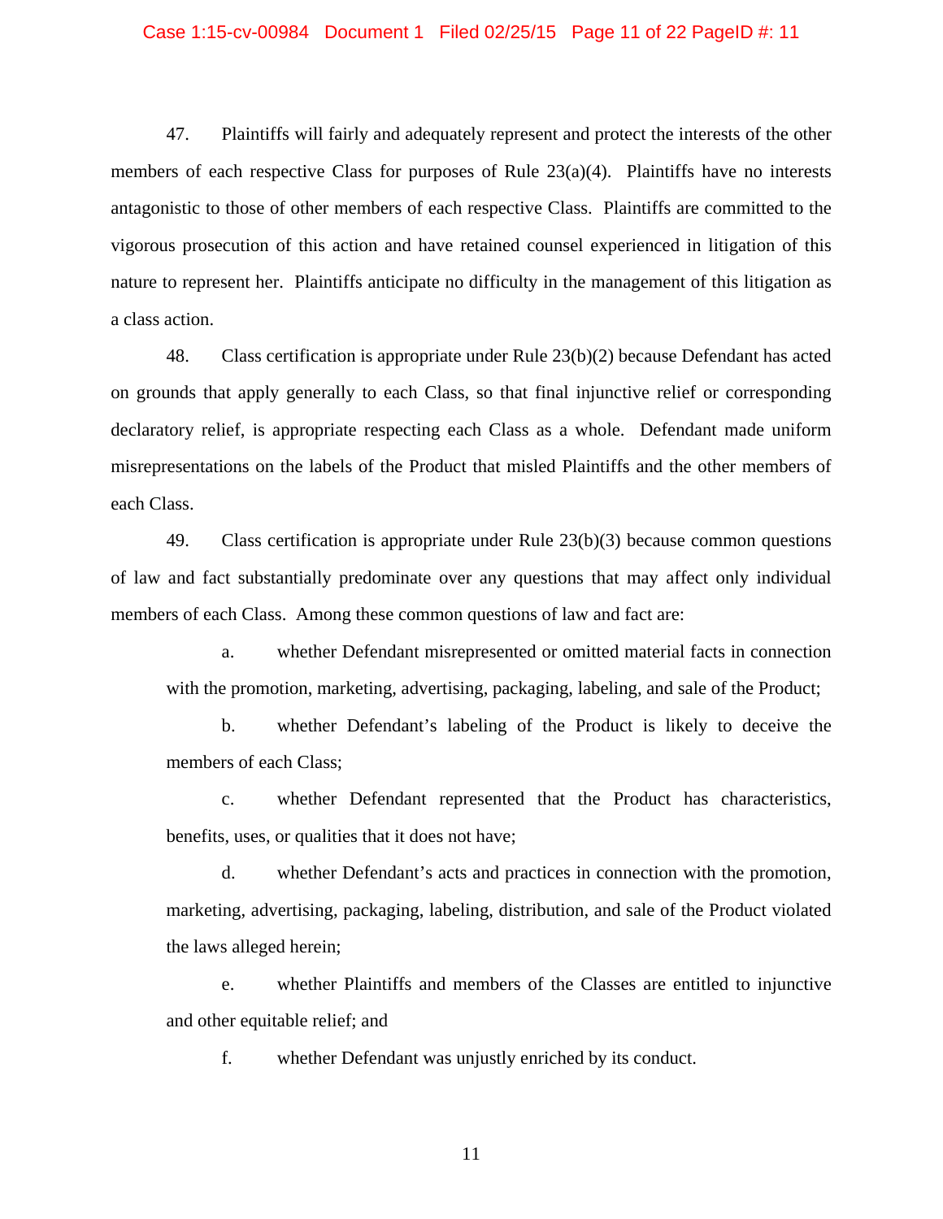47. Plaintiffs will fairly and adequately represent and protect the interests of the other members of each respective Class for purposes of Rule 23(a)(4). Plaintiffs have no interests antagonistic to those of other members of each respective Class. Plaintiffs are committed to the vigorous prosecution of this action and have retained counsel experienced in litigation of this nature to represent her. Plaintiffs anticipate no difficulty in the management of this litigation as a class action.

48. Class certification is appropriate under Rule 23(b)(2) because Defendant has acted on grounds that apply generally to each Class, so that final injunctive relief or corresponding declaratory relief, is appropriate respecting each Class as a whole. Defendant made uniform misrepresentations on the labels of the Product that misled Plaintiffs and the other members of each Class.

49. Class certification is appropriate under Rule 23(b)(3) because common questions of law and fact substantially predominate over any questions that may affect only individual members of each Class. Among these common questions of law and fact are:

> a. whether Defendant misrepresented or omitted material facts in connection with the promotion, marketing, advertising, packaging, labeling, and sale of the Product;
>
> b. whether Defendant's labeling of the Product is likely to deceive the members of each Class;
>
> c. whether Defendant represented that the Product has characteristics, benefits, uses, or qualities that it does not have;
>
> d. whether Defendant's acts and practices in connection with the promotion, marketing, advertising, packaging, labeling, distribution, and sale of the Product violated the laws alleged herein;
>
> e. whether Plaintiffs and members of the Classes are entitled to injunctive and other equitable relief; and
>
> f. whether Defendant was unjustly enriched by its conduct.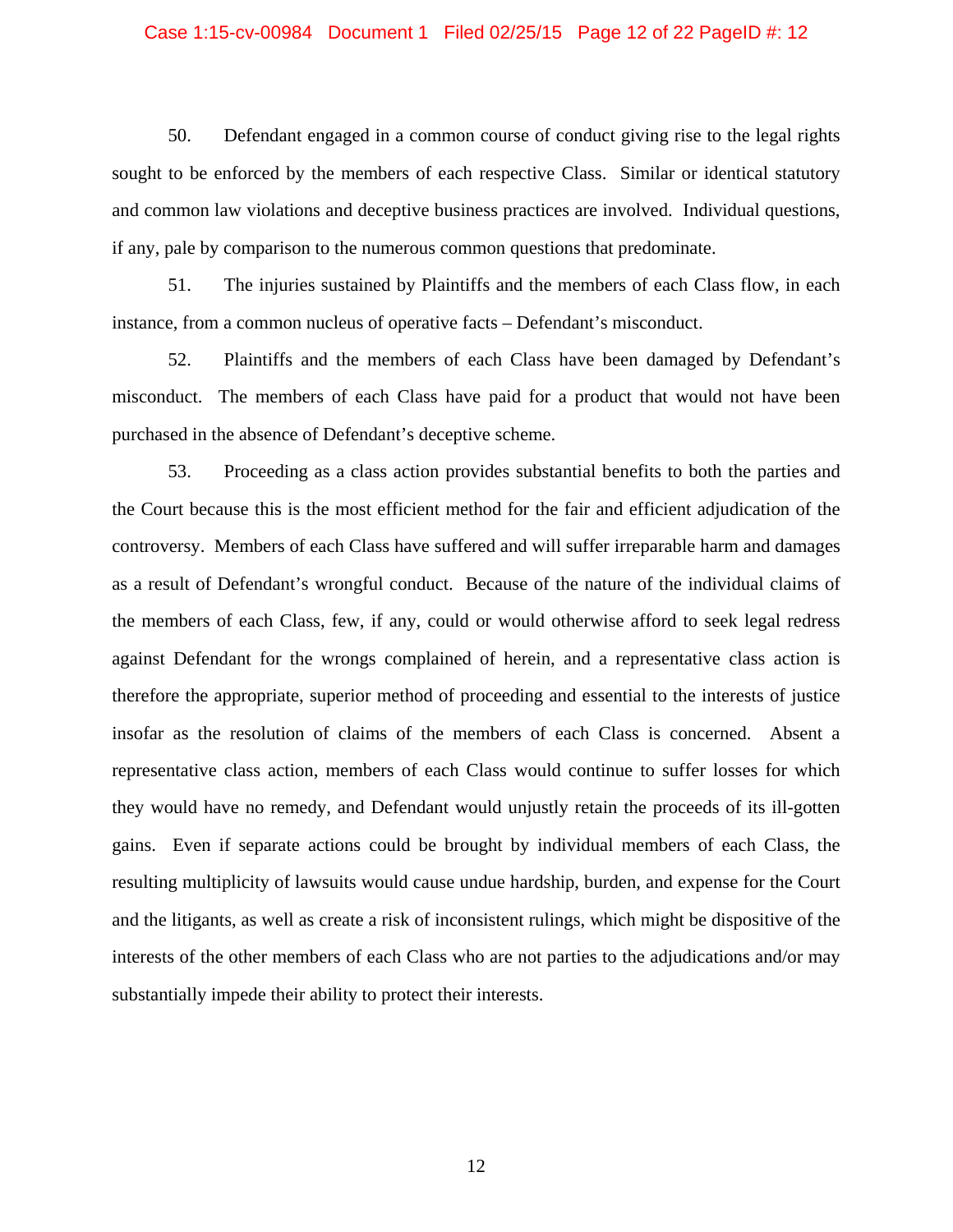50. Defendant engaged in a common course of conduct giving rise to the legal rights sought to be enforced by the members of each respective Class. Similar or identical statutory and common law violations and deceptive business practices are involved. Individual questions, if any, pale by comparison to the numerous common questions that predominate.

51. The injuries sustained by Plaintiffs and the members of each Class flow, in each instance, from a common nucleus of operative facts – Defendant's misconduct.

52. Plaintiffs and the members of each Class have been damaged by Defendant's misconduct. The members of each Class have paid for a product that would not have been purchased in the absence of Defendant's deceptive scheme.

53. Proceeding as a class action provides substantial benefits to both the parties and the Court because this is the most efficient method for the fair and efficient adjudication of the controversy. Members of each Class have suffered and will suffer irreparable harm and damages as a result of Defendant's wrongful conduct. Because of the nature of the individual claims of the members of each Class, few, if any, could or would otherwise afford to seek legal redress against Defendant for the wrongs complained of herein, and a representative class action is therefore the appropriate, superior method of proceeding and essential to the interests of justice insofar as the resolution of claims of the members of each Class is concerned. Absent a representative class action, members of each Class would continue to suffer losses for which they would have no remedy, and Defendant would unjustly retain the proceeds of its ill-gotten gains. Even if separate actions could be brought by individual members of each Class, the resulting multiplicity of lawsuits would cause undue hardship, burden, and expense for the Court and the litigants, as well as create a risk of inconsistent rulings, which might be dispositive of the interests of the other members of each Class who are not parties to the adjudications and/or may substantially impede their ability to protect their interests.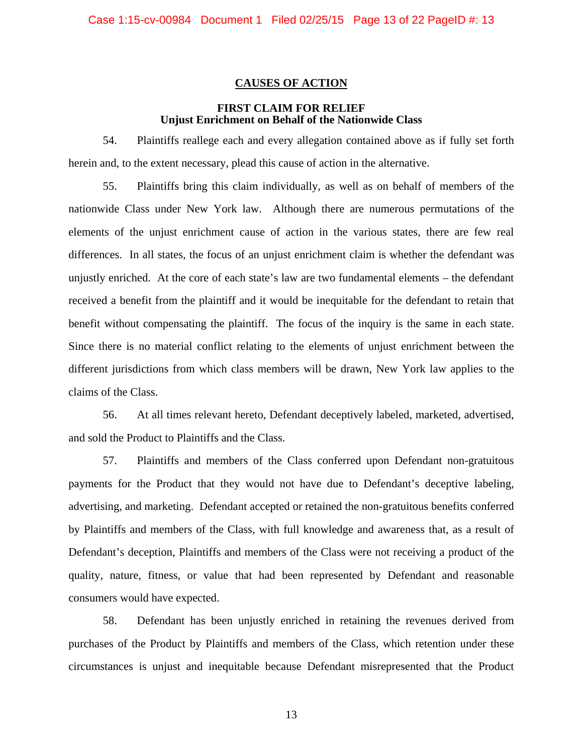## CAUSES OF ACTION

### FIRST CLAIM FOR RELIEF
### Unjust Enrichment on Behalf of the Nationwide Class

54. Plaintiffs reallege each and every allegation contained above as if fully set forth herein and, to the extent necessary, plead this cause of action in the alternative.

55. Plaintiffs bring this claim individually, as well as on behalf of members of the nationwide Class under New York law. Although there are numerous permutations of the elements of the unjust enrichment cause of action in the various states, there are few real differences. In all states, the focus of an unjust enrichment claim is whether the defendant was unjustly enriched. At the core of each state's law are two fundamental elements – the defendant received a benefit from the plaintiff and it would be inequitable for the defendant to retain that benefit without compensating the plaintiff. The focus of the inquiry is the same in each state. Since there is no material conflict relating to the elements of unjust enrichment between the different jurisdictions from which class members will be drawn, New York law applies to the claims of the Class.

56. At all times relevant hereto, Defendant deceptively labeled, marketed, advertised, and sold the Product to Plaintiffs and the Class.

57. Plaintiffs and members of the Class conferred upon Defendant non-gratuitous payments for the Product that they would not have due to Defendant's deceptive labeling, advertising, and marketing. Defendant accepted or retained the non-gratuitous benefits conferred by Plaintiffs and members of the Class, with full knowledge and awareness that, as a result of Defendant's deception, Plaintiffs and members of the Class were not receiving a product of the quality, nature, fitness, or value that had been represented by Defendant and reasonable consumers would have expected.

58. Defendant has been unjustly enriched in retaining the revenues derived from purchases of the Product by Plaintiffs and members of the Class, which retention under these circumstances is unjust and inequitable because Defendant misrepresented that the Product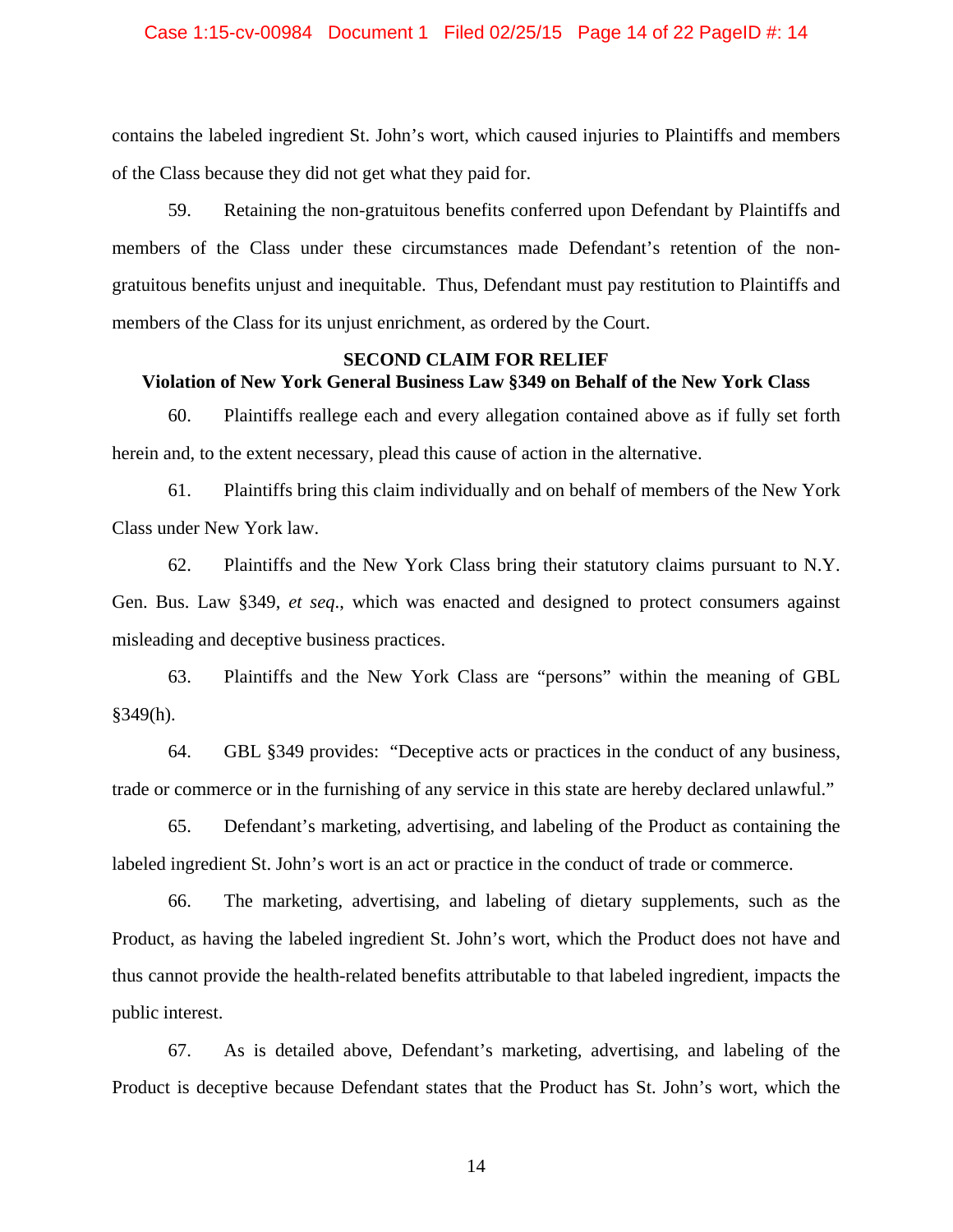contains the labeled ingredient St. John's wort, which caused injuries to Plaintiffs and members of the Class because they did not get what they paid for.

59. Retaining the non-gratuitous benefits conferred upon Defendant by Plaintiffs and members of the Class under these circumstances made Defendant's retention of the non-gratuitous benefits unjust and inequitable. Thus, Defendant must pay restitution to Plaintiffs and members of the Class for its unjust enrichment, as ordered by the Court.

**SECOND CLAIM FOR RELIEF**
**Violation of New York General Business Law §349 on Behalf of the New York Class**

60. Plaintiffs reallege each and every allegation contained above as if fully set forth herein and, to the extent necessary, plead this cause of action in the alternative.

61. Plaintiffs bring this claim individually and on behalf of members of the New York Class under New York law.

62. Plaintiffs and the New York Class bring their statutory claims pursuant to N.Y. Gen. Bus. Law §349, *et seq.*, which was enacted and designed to protect consumers against misleading and deceptive business practices.

63. Plaintiffs and the New York Class are "persons" within the meaning of GBL §349(h).

64. GBL §349 provides: "Deceptive acts or practices in the conduct of any business, trade or commerce or in the furnishing of any service in this state are hereby declared unlawful."

65. Defendant's marketing, advertising, and labeling of the Product as containing the labeled ingredient St. John's wort is an act or practice in the conduct of trade or commerce.

66. The marketing, advertising, and labeling of dietary supplements, such as the Product, as having the labeled ingredient St. John's wort, which the Product does not have and thus cannot provide the health-related benefits attributable to that labeled ingredient, impacts the public interest.

67. As is detailed above, Defendant's marketing, advertising, and labeling of the Product is deceptive because Defendant states that the Product has St. John's wort, which the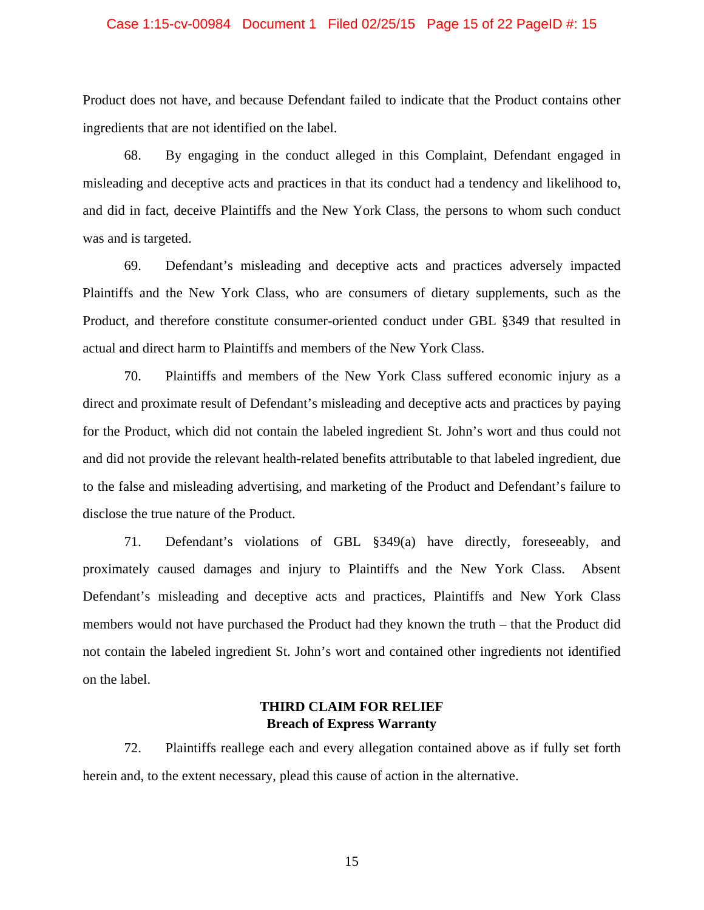Product does not have, and because Defendant failed to indicate that the Product contains other ingredients that are not identified on the label.

68. By engaging in the conduct alleged in this Complaint, Defendant engaged in misleading and deceptive acts and practices in that its conduct had a tendency and likelihood to, and did in fact, deceive Plaintiffs and the New York Class, the persons to whom such conduct was and is targeted.

69. Defendant's misleading and deceptive acts and practices adversely impacted Plaintiffs and the New York Class, who are consumers of dietary supplements, such as the Product, and therefore constitute consumer-oriented conduct under GBL §349 that resulted in actual and direct harm to Plaintiffs and members of the New York Class.

70. Plaintiffs and members of the New York Class suffered economic injury as a direct and proximate result of Defendant's misleading and deceptive acts and practices by paying for the Product, which did not contain the labeled ingredient St. John's wort and thus could not and did not provide the relevant health-related benefits attributable to that labeled ingredient, due to the false and misleading advertising, and marketing of the Product and Defendant's failure to disclose the true nature of the Product.

71. Defendant's violations of GBL §349(a) have directly, foreseeably, and proximately caused damages and injury to Plaintiffs and the New York Class. Absent Defendant's misleading and deceptive acts and practices, Plaintiffs and New York Class members would not have purchased the Product had they known the truth – that the Product did not contain the labeled ingredient St. John's wort and contained other ingredients not identified on the label.

## THIRD CLAIM FOR RELIEF
## Breach of Express Warranty

72. Plaintiffs reallege each and every allegation contained above as if fully set forth herein and, to the extent necessary, plead this cause of action in the alternative.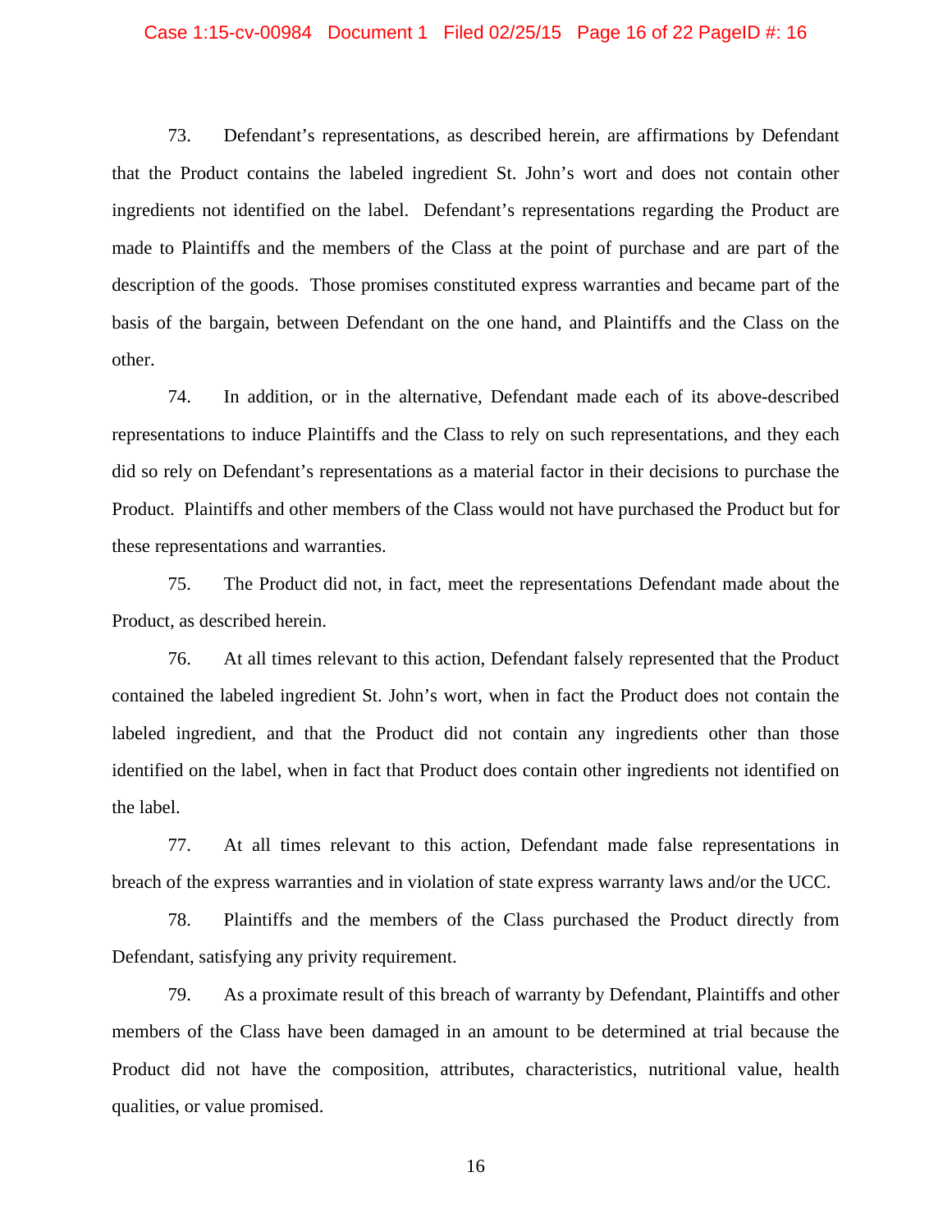73. Defendant's representations, as described herein, are affirmations by Defendant that the Product contains the labeled ingredient St. John's wort and does not contain other ingredients not identified on the label. Defendant's representations regarding the Product are made to Plaintiffs and the members of the Class at the point of purchase and are part of the description of the goods. Those promises constituted express warranties and became part of the basis of the bargain, between Defendant on the one hand, and Plaintiffs and the Class on the other.

74. In addition, or in the alternative, Defendant made each of its above-described representations to induce Plaintiffs and the Class to rely on such representations, and they each did so rely on Defendant's representations as a material factor in their decisions to purchase the Product. Plaintiffs and other members of the Class would not have purchased the Product but for these representations and warranties.

75. The Product did not, in fact, meet the representations Defendant made about the Product, as described herein.

76. At all times relevant to this action, Defendant falsely represented that the Product contained the labeled ingredient St. John's wort, when in fact the Product does not contain the labeled ingredient, and that the Product did not contain any ingredients other than those identified on the label, when in fact that Product does contain other ingredients not identified on the label.

77. At all times relevant to this action, Defendant made false representations in breach of the express warranties and in violation of state express warranty laws and/or the UCC.

78. Plaintiffs and the members of the Class purchased the Product directly from Defendant, satisfying any privity requirement.

79. As a proximate result of this breach of warranty by Defendant, Plaintiffs and other members of the Class have been damaged in an amount to be determined at trial because the Product did not have the composition, attributes, characteristics, nutritional value, health qualities, or value promised.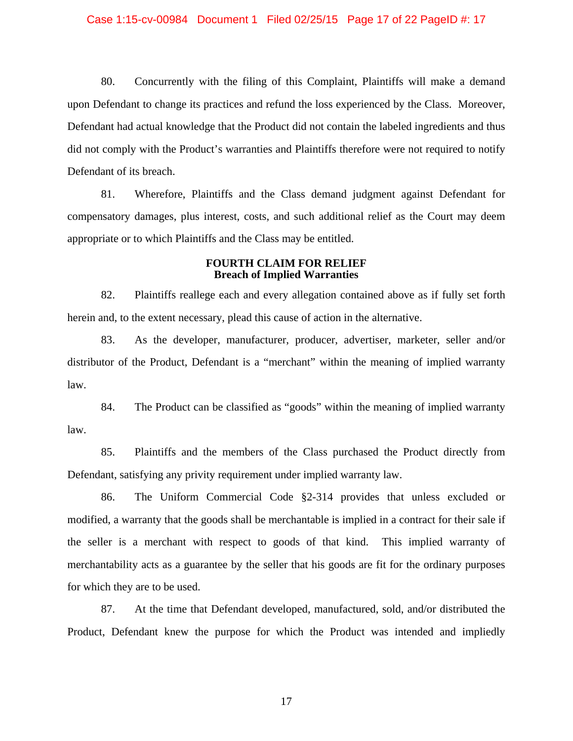80. Concurrently with the filing of this Complaint, Plaintiffs will make a demand upon Defendant to change its practices and refund the loss experienced by the Class. Moreover, Defendant had actual knowledge that the Product did not contain the labeled ingredients and thus did not comply with the Product's warranties and Plaintiffs therefore were not required to notify Defendant of its breach.

81. Wherefore, Plaintiffs and the Class demand judgment against Defendant for compensatory damages, plus interest, costs, and such additional relief as the Court may deem appropriate or to which Plaintiffs and the Class may be entitled.

**FOURTH CLAIM FOR RELIEF**
**Breach of Implied Warranties**

82. Plaintiffs reallege each and every allegation contained above as if fully set forth herein and, to the extent necessary, plead this cause of action in the alternative.

83. As the developer, manufacturer, producer, advertiser, marketer, seller and/or distributor of the Product, Defendant is a "merchant" within the meaning of implied warranty law.

84. The Product can be classified as "goods" within the meaning of implied warranty law.

85. Plaintiffs and the members of the Class purchased the Product directly from Defendant, satisfying any privity requirement under implied warranty law.

86. The Uniform Commercial Code §2-314 provides that unless excluded or modified, a warranty that the goods shall be merchantable is implied in a contract for their sale if the seller is a merchant with respect to goods of that kind. This implied warranty of merchantability acts as a guarantee by the seller that his goods are fit for the ordinary purposes for which they are to be used.

87. At the time that Defendant developed, manufactured, sold, and/or distributed the Product, Defendant knew the purpose for which the Product was intended and impliedly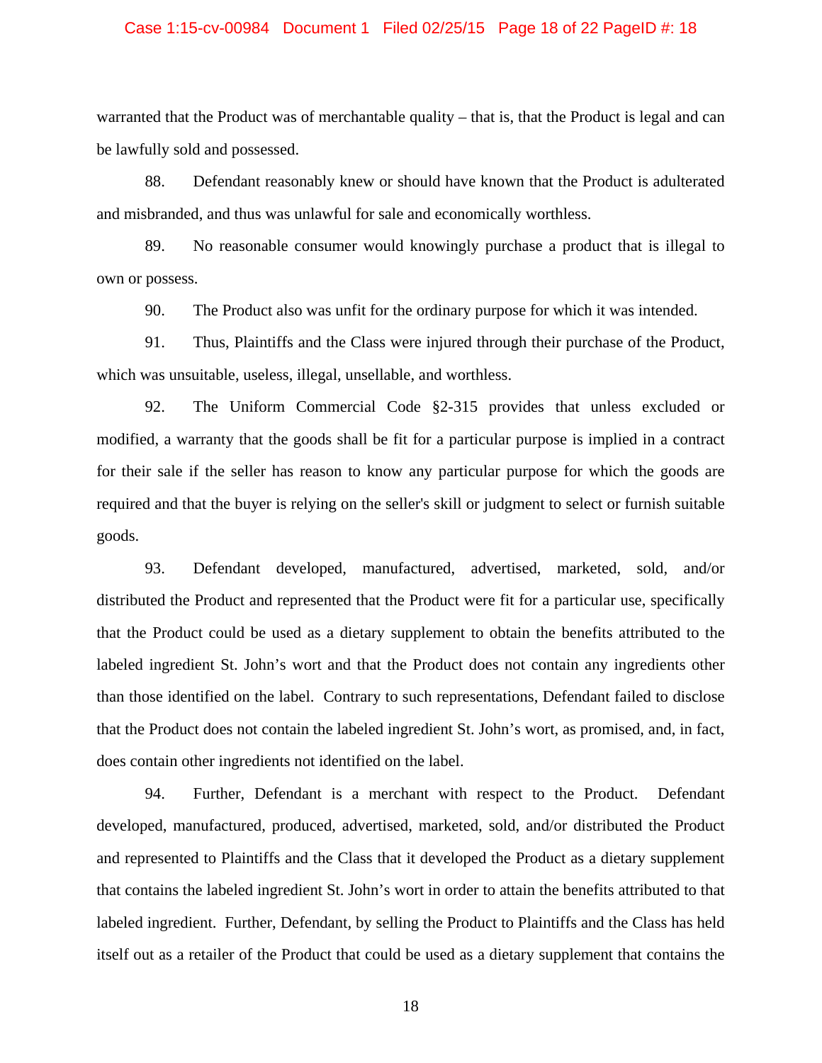warranted that the Product was of merchantable quality – that is, that the Product is legal and can be lawfully sold and possessed.

88. Defendant reasonably knew or should have known that the Product is adulterated and misbranded, and thus was unlawful for sale and economically worthless.

89. No reasonable consumer would knowingly purchase a product that is illegal to own or possess.

90. The Product also was unfit for the ordinary purpose for which it was intended.

91. Thus, Plaintiffs and the Class were injured through their purchase of the Product, which was unsuitable, useless, illegal, unsellable, and worthless.

92. The Uniform Commercial Code §2-315 provides that unless excluded or modified, a warranty that the goods shall be fit for a particular purpose is implied in a contract for their sale if the seller has reason to know any particular purpose for which the goods are required and that the buyer is relying on the seller's skill or judgment to select or furnish suitable goods.

93. Defendant developed, manufactured, advertised, marketed, sold, and/or distributed the Product and represented that the Product were fit for a particular use, specifically that the Product could be used as a dietary supplement to obtain the benefits attributed to the labeled ingredient St. John's wort and that the Product does not contain any ingredients other than those identified on the label. Contrary to such representations, Defendant failed to disclose that the Product does not contain the labeled ingredient St. John's wort, as promised, and, in fact, does contain other ingredients not identified on the label.

94. Further, Defendant is a merchant with respect to the Product. Defendant developed, manufactured, produced, advertised, marketed, sold, and/or distributed the Product and represented to Plaintiffs and the Class that it developed the Product as a dietary supplement that contains the labeled ingredient St. John's wort in order to attain the benefits attributed to that labeled ingredient. Further, Defendant, by selling the Product to Plaintiffs and the Class has held itself out as a retailer of the Product that could be used as a dietary supplement that contains the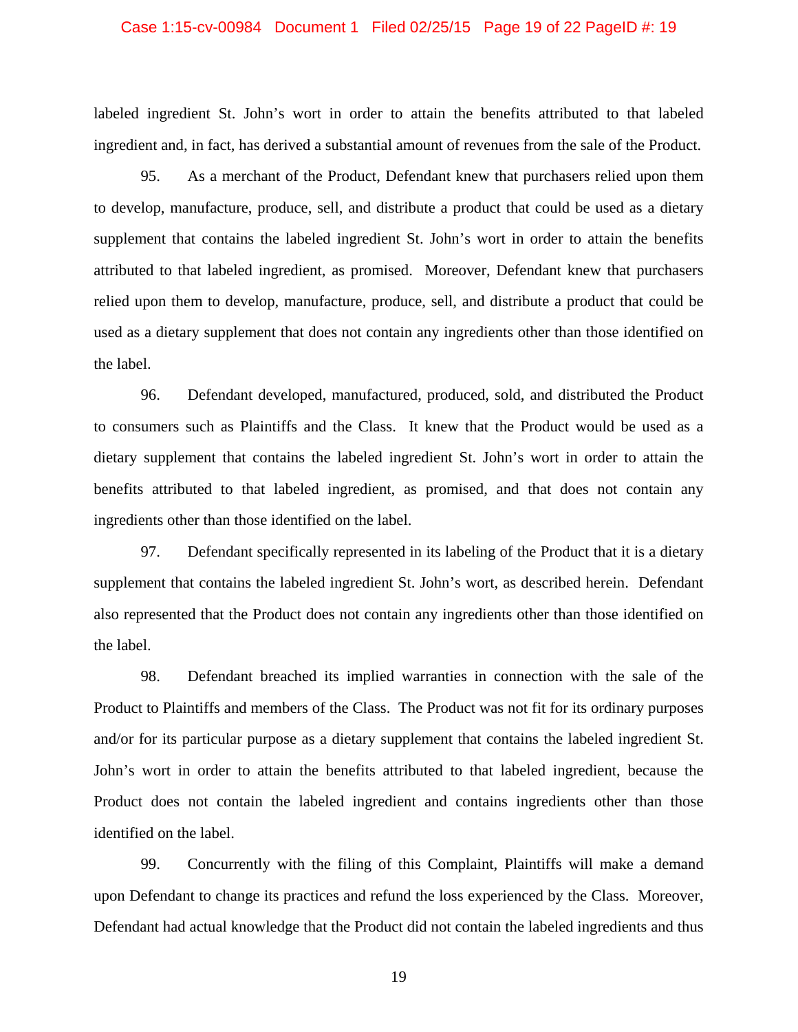labeled ingredient St. John's wort in order to attain the benefits attributed to that labeled ingredient and, in fact, has derived a substantial amount of revenues from the sale of the Product.

95. As a merchant of the Product, Defendant knew that purchasers relied upon them to develop, manufacture, produce, sell, and distribute a product that could be used as a dietary supplement that contains the labeled ingredient St. John's wort in order to attain the benefits attributed to that labeled ingredient, as promised. Moreover, Defendant knew that purchasers relied upon them to develop, manufacture, produce, sell, and distribute a product that could be used as a dietary supplement that does not contain any ingredients other than those identified on the label.

96. Defendant developed, manufactured, produced, sold, and distributed the Product to consumers such as Plaintiffs and the Class. It knew that the Product would be used as a dietary supplement that contains the labeled ingredient St. John's wort in order to attain the benefits attributed to that labeled ingredient, as promised, and that does not contain any ingredients other than those identified on the label.

97. Defendant specifically represented in its labeling of the Product that it is a dietary supplement that contains the labeled ingredient St. John's wort, as described herein. Defendant also represented that the Product does not contain any ingredients other than those identified on the label.

98. Defendant breached its implied warranties in connection with the sale of the Product to Plaintiffs and members of the Class. The Product was not fit for its ordinary purposes and/or for its particular purpose as a dietary supplement that contains the labeled ingredient St. John's wort in order to attain the benefits attributed to that labeled ingredient, because the Product does not contain the labeled ingredient and contains ingredients other than those identified on the label.

99. Concurrently with the filing of this Complaint, Plaintiffs will make a demand upon Defendant to change its practices and refund the loss experienced by the Class. Moreover, Defendant had actual knowledge that the Product did not contain the labeled ingredients and thus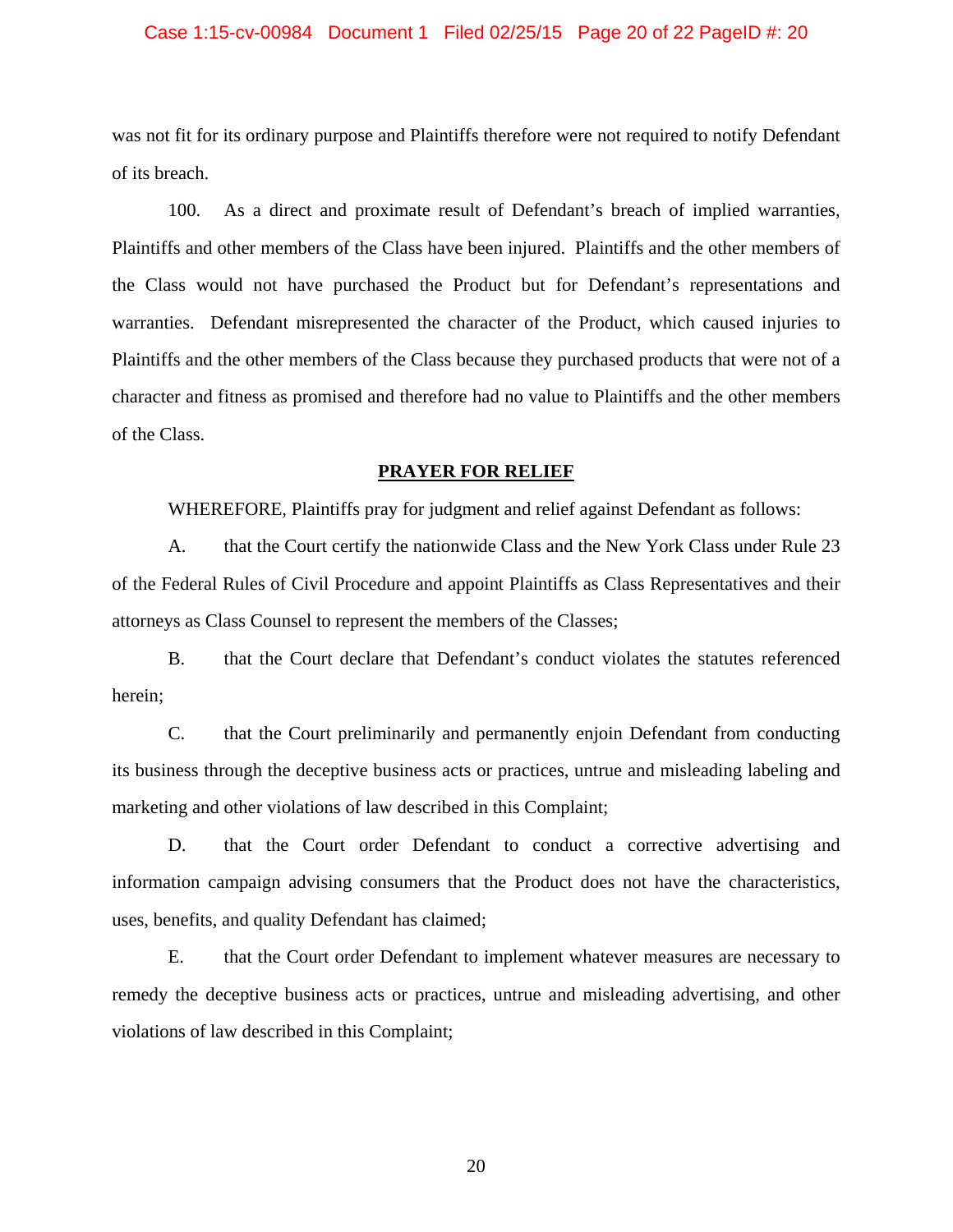was not fit for its ordinary purpose and Plaintiffs therefore were not required to notify Defendant of its breach.

100. As a direct and proximate result of Defendant's breach of implied warranties, Plaintiffs and other members of the Class have been injured. Plaintiffs and the other members of the Class would not have purchased the Product but for Defendant's representations and warranties. Defendant misrepresented the character of the Product, which caused injuries to Plaintiffs and the other members of the Class because they purchased products that were not of a character and fitness as promised and therefore had no value to Plaintiffs and the other members of the Class.

## PRAYER FOR RELIEF

WHEREFORE, Plaintiffs pray for judgment and relief against Defendant as follows:

A. that the Court certify the nationwide Class and the New York Class under Rule 23 of the Federal Rules of Civil Procedure and appoint Plaintiffs as Class Representatives and their attorneys as Class Counsel to represent the members of the Classes;

B. that the Court declare that Defendant's conduct violates the statutes referenced herein;

C. that the Court preliminarily and permanently enjoin Defendant from conducting its business through the deceptive business acts or practices, untrue and misleading labeling and marketing and other violations of law described in this Complaint;

D. that the Court order Defendant to conduct a corrective advertising and information campaign advising consumers that the Product does not have the characteristics, uses, benefits, and quality Defendant has claimed;

E. that the Court order Defendant to implement whatever measures are necessary to remedy the deceptive business acts or practices, untrue and misleading advertising, and other violations of law described in this Complaint;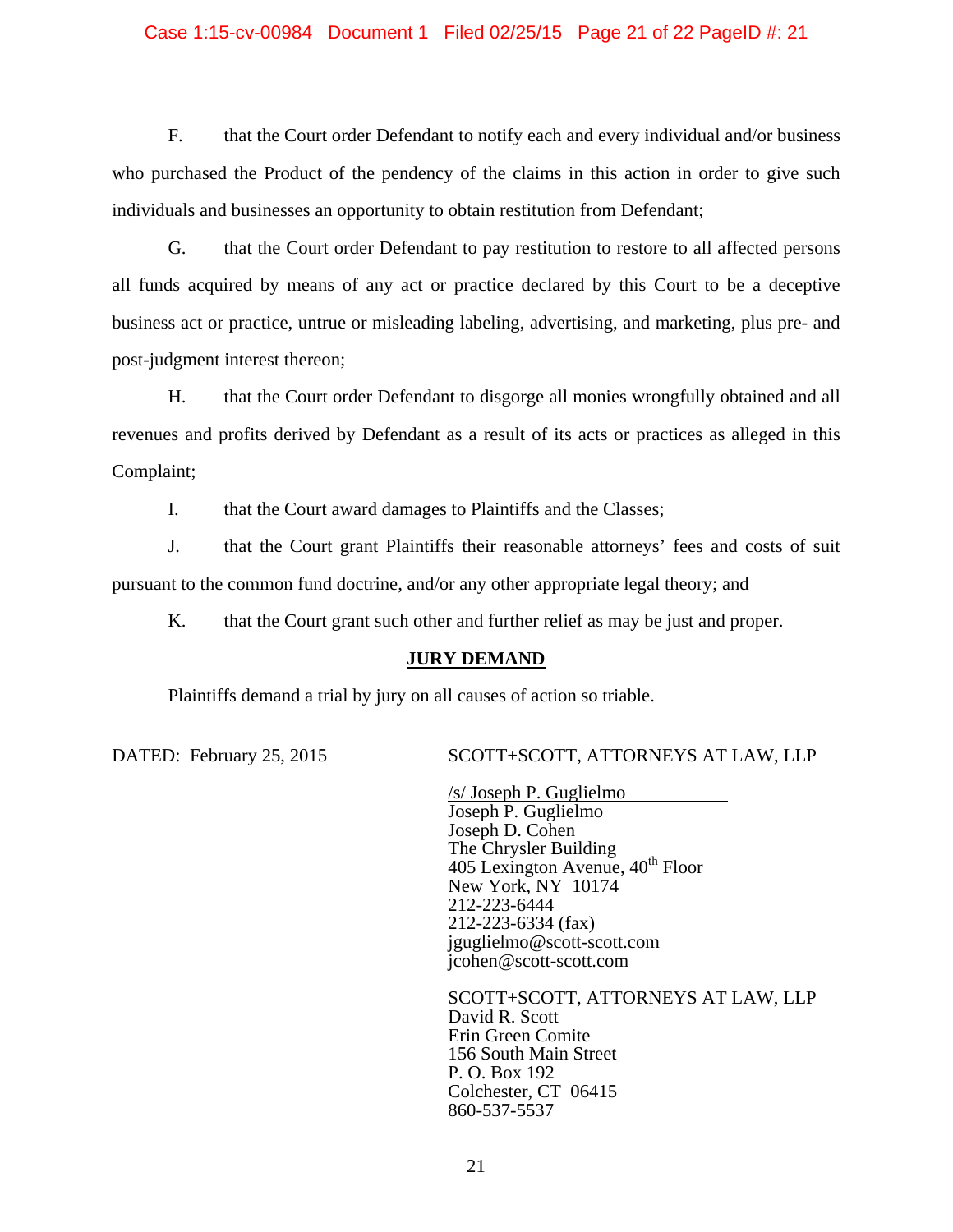F. that the Court order Defendant to notify each and every individual and/or business who purchased the Product of the pendency of the claims in this action in order to give such individuals and businesses an opportunity to obtain restitution from Defendant;

G. that the Court order Defendant to pay restitution to restore to all affected persons all funds acquired by means of any act or practice declared by this Court to be a deceptive business act or practice, untrue or misleading labeling, advertising, and marketing, plus pre- and post-judgment interest thereon;

H. that the Court order Defendant to disgorge all monies wrongfully obtained and all revenues and profits derived by Defendant as a result of its acts or practices as alleged in this Complaint;

I. that the Court award damages to Plaintiffs and the Classes;

J. that the Court grant Plaintiffs their reasonable attorneys' fees and costs of suit pursuant to the common fund doctrine, and/or any other appropriate legal theory; and

K. that the Court grant such other and further relief as may be just and proper.

**JURY DEMAND**

Plaintiffs demand a trial by jury on all causes of action so triable.

DATED: February 25, 2015

SCOTT+SCOTT, ATTORNEYS AT LAW, LLP

/s/ Joseph P. Guglielmo
Joseph P. Guglielmo
Joseph D. Cohen
The Chrysler Building
405 Lexington Avenue, 40th Floor
New York, NY 10174
212-223-6444
212-223-6334 (fax)
jguglielmo@scott-scott.com
jcohen@scott-scott.com

SCOTT+SCOTT, ATTORNEYS AT LAW, LLP
David R. Scott
Erin Green Comite
156 South Main Street
P. O. Box 192
Colchester, CT 06415
860-537-5537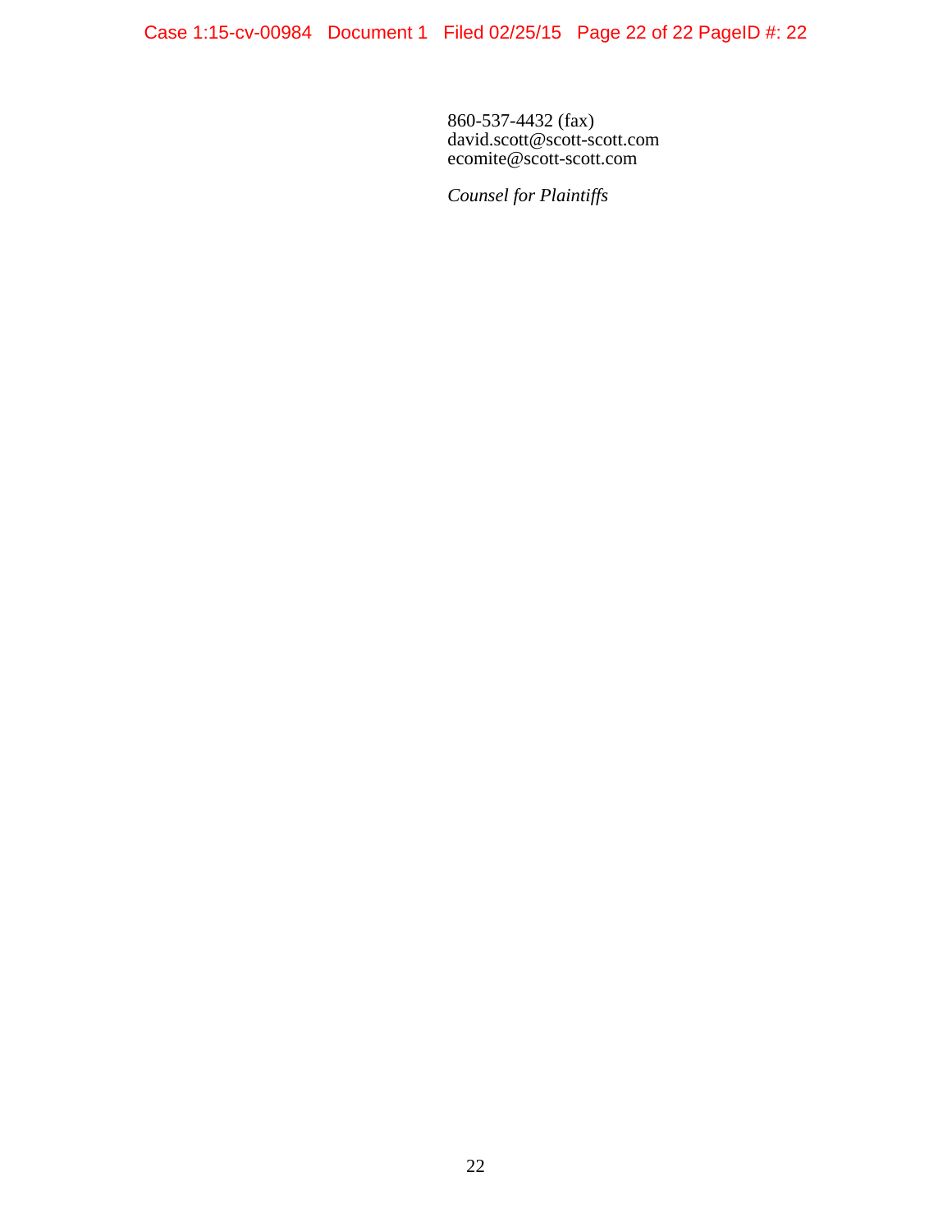860-537-4432 (fax)
david.scott@scott-scott.com
ecomite@scott-scott.com

*Counsel for Plaintiffs*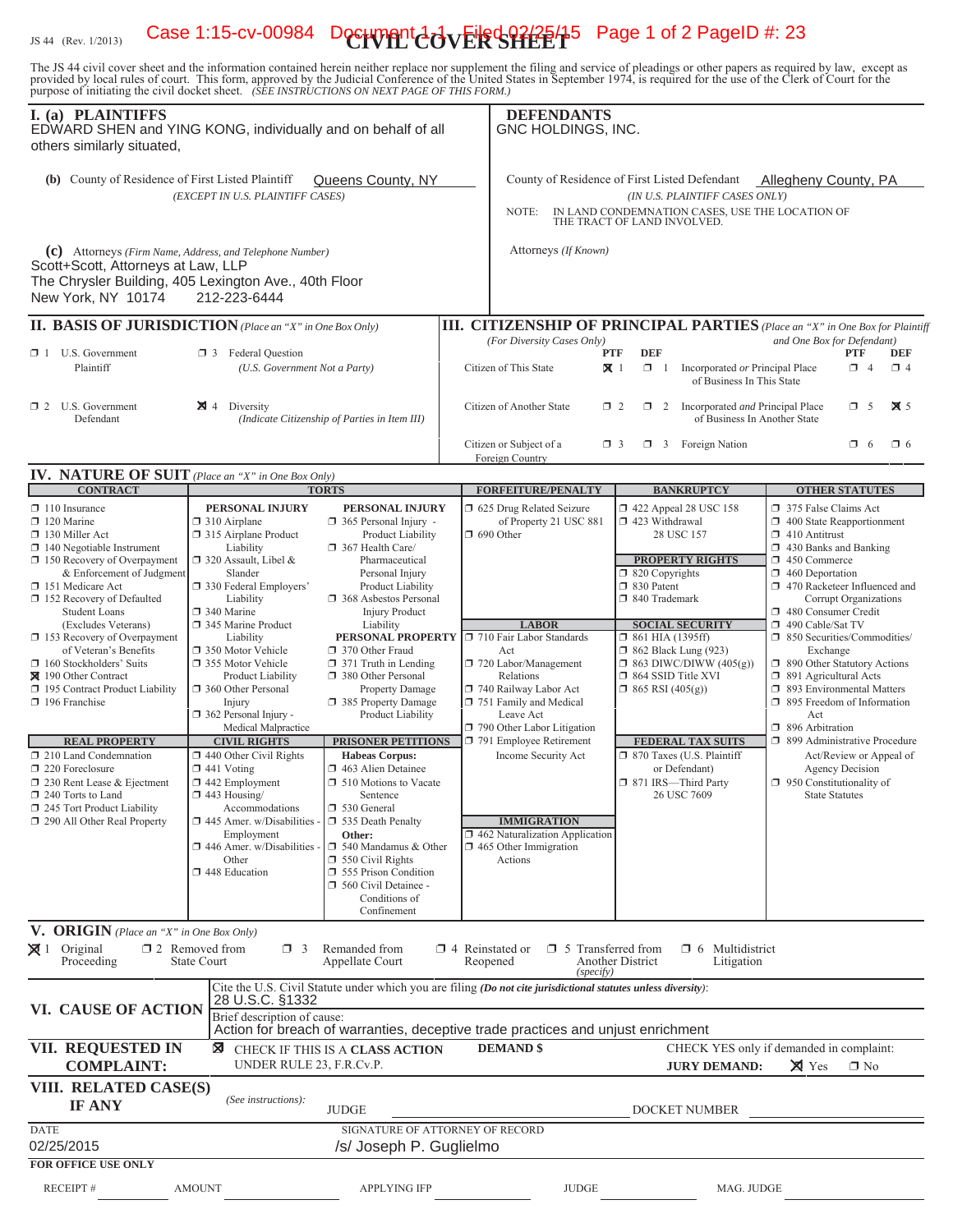JS 44 (Rev. 1/2013)

# CIVIL COVER SHEET

The JS 44 civil cover sheet and the information contained herein neither replace nor supplement the filing and service of pleadings or other papers as required by law, except as provided by local rules of court. This form, approved by the Judicial Conference of the United States in September 1974, is required for the use of the Clerk of Court for the purpose of initiating the civil docket sheet. *(SEE INSTRUCTIONS ON NEXT PAGE OF THIS FORM.)*

## I. (a) PLAINTIFFS

EDWARD SHEN and YING KONG, individually and on behalf of all others similarly situated,

**(b)** County of Residence of First Listed Plaintiff: Queens County, NY
*(EXCEPT IN U.S. PLAINTIFF CASES)*

**(c)** Attorneys *(Firm Name, Address, and Telephone Number)*
Scott+Scott, Attorneys at Law, LLP
The Chrysler Building, 405 Lexington Ave., 40th Floor
New York, NY 10174 212-223-6444

## DEFENDANTS

GNC HOLDINGS, INC.

County of Residence of First Listed Defendant: Allegheny County, PA
*(IN U.S. PLAINTIFF CASES ONLY)*

NOTE: IN LAND CONDEMNATION CASES, USE THE LOCATION OF THE TRACT OF LAND INVOLVED.

Attorneys *(If Known)*

## II. BASIS OF JURISDICTION *(Place an "X" in One Box Only)*

- ☐ 1 U.S. Government Plaintiff
- ☐ 3 Federal Question (U.S. Government Not a Party)
- ☐ 2 U.S. Government Defendant
- ☒ 4 Diversity (Indicate Citizenship of Parties in Item III)

## III. CITIZENSHIP OF PRINCIPAL PARTIES *(Place an "X" in One Box for Plaintiff and One Box for Defendant)*

*(For Diversity Cases Only)*

| | PTF | DEF | | PTF | DEF |
|---|---|---|---|---|---|
| Citizen of This State | ☒ 1 | ☐ 1 | Incorporated *or* Principal Place of Business In This State | ☐ 4 | ☐ 4 |
| Citizen of Another State | ☐ 2 | ☐ 2 | Incorporated *and* Principal Place of Business In Another State | ☐ 5 | ☒ 5 |
| Citizen or Subject of a Foreign Country | ☐ 3 | ☐ 3 | Foreign Nation | ☐ 6 | ☐ 6 |

## IV. NATURE OF SUIT *(Place an "X" in One Box Only)*

**CONTRACT**
- ☐ 110 Insurance
- ☐ 120 Marine
- ☐ 130 Miller Act
- ☐ 140 Negotiable Instrument
- ☐ 150 Recovery of Overpayment & Enforcement of Judgment
- ☐ 151 Medicare Act
- ☐ 152 Recovery of Defaulted Student Loans (Excludes Veterans)
- ☐ 153 Recovery of Overpayment of Veteran's Benefits
- ☐ 160 Stockholders' Suits
- ☒ 190 Other Contract
- ☐ 195 Contract Product Liability
- ☐ 196 Franchise

**REAL PROPERTY**
- ☐ 210 Land Condemnation
- ☐ 220 Foreclosure
- ☐ 230 Rent Lease & Ejectment
- ☐ 240 Torts to Land
- ☐ 245 Tort Product Liability
- ☐ 290 All Other Real Property

**TORTS**

PERSONAL INJURY
- ☐ 310 Airplane
- ☐ 315 Airplane Product Liability
- ☐ 320 Assault, Libel & Slander
- ☐ 330 Federal Employers' Liability
- ☐ 340 Marine
- ☐ 345 Marine Product Liability
- ☐ 350 Motor Vehicle
- ☐ 355 Motor Vehicle Product Liability
- ☐ 360 Other Personal Injury
- ☐ 362 Personal Injury - Medical Malpractice

PERSONAL INJURY
- ☐ 365 Personal Injury - Product Liability
- ☐ 367 Health Care/ Pharmaceutical Personal Injury Product Liability
- ☐ 368 Asbestos Personal Injury Product Liability

PERSONAL PROPERTY
- ☐ 370 Other Fraud
- ☐ 371 Truth in Lending
- ☐ 380 Other Personal Property Damage
- ☐ 385 Property Damage Product Liability

**CIVIL RIGHTS**
- ☐ 440 Other Civil Rights
- ☐ 441 Voting
- ☐ 442 Employment
- ☐ 443 Housing/ Accommodations
- ☐ 445 Amer. w/Disabilities - Employment
- ☐ 446 Amer. w/Disabilities - Other
- ☐ 448 Education

**PRISONER PETITIONS**

Habeas Corpus:
- ☐ 463 Alien Detainee
- ☐ 510 Motions to Vacate Sentence
- ☐ 530 General
- ☐ 535 Death Penalty

Other:
- ☐ 540 Mandamus & Other
- ☐ 550 Civil Rights
- ☐ 555 Prison Condition
- ☐ 560 Civil Detainee - Conditions of Confinement

**FORFEITURE/PENALTY**
- ☐ 625 Drug Related Seizure of Property 21 USC 881
- ☐ 690 Other

**LABOR**
- ☐ 710 Fair Labor Standards Act
- ☐ 720 Labor/Management Relations
- ☐ 740 Railway Labor Act
- ☐ 751 Family and Medical Leave Act
- ☐ 790 Other Labor Litigation
- ☐ 791 Employee Retirement Income Security Act

**IMMIGRATION**
- ☐ 462 Naturalization Application
- ☐ 465 Other Immigration Actions

**BANKRUPTCY**
- ☐ 422 Appeal 28 USC 158
- ☐ 423 Withdrawal 28 USC 157

**PROPERTY RIGHTS**
- ☐ 820 Copyrights
- ☐ 830 Patent
- ☐ 840 Trademark

**SOCIAL SECURITY**
- ☐ 861 HIA (1395ff)
- ☐ 862 Black Lung (923)
- ☐ 863 DIWC/DIWW (405(g))
- ☐ 864 SSID Title XVI
- ☐ 865 RSI (405(g))

**FEDERAL TAX SUITS**
- ☐ 870 Taxes (U.S. Plaintiff or Defendant)
- ☐ 871 IRS—Third Party 26 USC 7609

**OTHER STATUTES**
- ☐ 375 False Claims Act
- ☐ 400 State Reapportionment
- ☐ 410 Antitrust
- ☐ 430 Banks and Banking
- ☐ 450 Commerce
- ☐ 460 Deportation
- ☐ 470 Racketeer Influenced and Corrupt Organizations
- ☐ 480 Consumer Credit
- ☐ 490 Cable/Sat TV
- ☐ 850 Securities/Commodities/ Exchange
- ☐ 890 Other Statutory Actions
- ☐ 891 Agricultural Acts
- ☐ 893 Environmental Matters
- ☐ 895 Freedom of Information Act
- ☐ 896 Arbitration
- ☐ 899 Administrative Procedure Act/Review or Appeal of Agency Decision
- ☐ 950 Constitutionality of State Statutes

## V. ORIGIN *(Place an "X" in One Box Only)*

- ☒ 1 Original Proceeding
- ☐ 2 Removed from State Court
- ☐ 3 Remanded from Appellate Court
- ☐ 4 Reinstated or Reopened
- ☐ 5 Transferred from Another District *(specify)*
- ☐ 6 Multidistrict Litigation

## VI. CAUSE OF ACTION

Cite the U.S. Civil Statute under which you are filing *(Do not cite jurisdictional statutes unless diversity)*:
28 U.S.C. §1332

Brief description of cause:
Action for breach of warranties, deceptive trade practices and unjust enrichment

## VII. REQUESTED IN COMPLAINT:

☒ CHECK IF THIS IS A **CLASS ACTION** UNDER RULE 23, F.R.Cv.P.

**DEMAND $**

CHECK YES only if demanded in complaint:
**JURY DEMAND:** ☒ Yes ☐ No

## VIII. RELATED CASE(S) IF ANY

*(See instructions):* JUDGE ______ DOCKET NUMBER ______

DATE: 02/25/2015

SIGNATURE OF ATTORNEY OF RECORD: /s/ Joseph P. Guglielmo

**FOR OFFICE USE ONLY**

RECEIPT # ______ AMOUNT ______ APPLYING IFP ______ JUDGE ______ MAG. JUDGE ______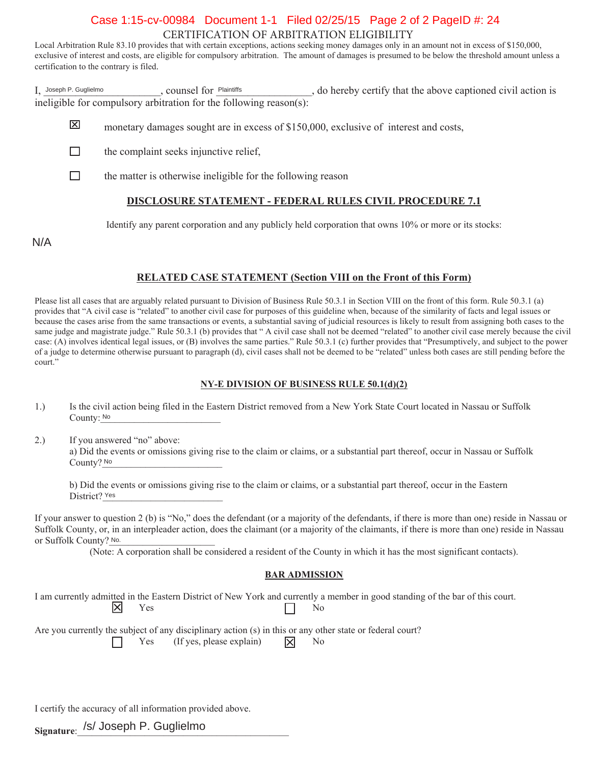## CERTIFICATION OF ARBITRATION ELIGIBILITY

Local Arbitration Rule 83.10 provides that with certain exceptions, actions seeking money damages only in an amount not in excess of $150,000, exclusive of interest and costs, are eligible for compulsory arbitration. The amount of damages is presumed to be below the threshold amount unless a certification to the contrary is filed.

I, Joseph P. Guglielmo, counsel for Plaintiffs, do hereby certify that the above captioned civil action is ineligible for compulsory arbitration for the following reason(s):

- [x] monetary damages sought are in excess of $150,000, exclusive of interest and costs,
- [ ] the complaint seeks injunctive relief,
- [ ] the matter is otherwise ineligible for the following reason

### DISCLOSURE STATEMENT - FEDERAL RULES CIVIL PROCEDURE 7.1

Identify any parent corporation and any publicly held corporation that owns 10% or more or its stocks:

N/A

### RELATED CASE STATEMENT (Section VIII on the Front of this Form)

Please list all cases that are arguably related pursuant to Division of Business Rule 50.3.1 in Section VIII on the front of this form. Rule 50.3.1 (a) provides that "A civil case is "related" to another civil case for purposes of this guideline when, because of the similarity of facts and legal issues or because the cases arise from the same transactions or events, a substantial saving of judicial resources is likely to result from assigning both cases to the same judge and magistrate judge." Rule 50.3.1 (b) provides that " A civil case shall not be deemed "related" to another civil case merely because the civil case: (A) involves identical legal issues, or (B) involves the same parties." Rule 50.3.1 (c) further provides that "Presumptively, and subject to the power of a judge to determine otherwise pursuant to paragraph (d), civil cases shall not be deemed to be "related" unless both cases are still pending before the court."

### NY-E DIVISION OF BUSINESS RULE 50.1(d)(2)

1.) Is the civil action being filed in the Eastern District removed from a New York State Court located in Nassau or Suffolk County: No

2.) If you answered "no" above:
a) Did the events or omissions giving rise to the claim or claims, or a substantial part thereof, occur in Nassau or Suffolk County? No

b) Did the events or omissions giving rise to the claim or claims, or a substantial part thereof, occur in the Eastern District? Yes

If your answer to question 2 (b) is "No," does the defendant (or a majority of the defendants, if there is more than one) reside in Nassau or Suffolk County, or, in an interpleader action, does the claimant (or a majority of the claimants, if there is more than one) reside in Nassau or Suffolk County? No.

(Note: A corporation shall be considered a resident of the County in which it has the most significant contacts).

### BAR ADMISSION

I am currently admitted in the Eastern District of New York and currently a member in good standing of the bar of this court.

- [x] Yes
- [ ] No

Are you currently the subject of any disciplinary action (s) in this or any other state or federal court?

- [ ] Yes (If yes, please explain)
- [x] No

I certify the accuracy of all information provided above.

**Signature**: /s/ Joseph P. Guglielmo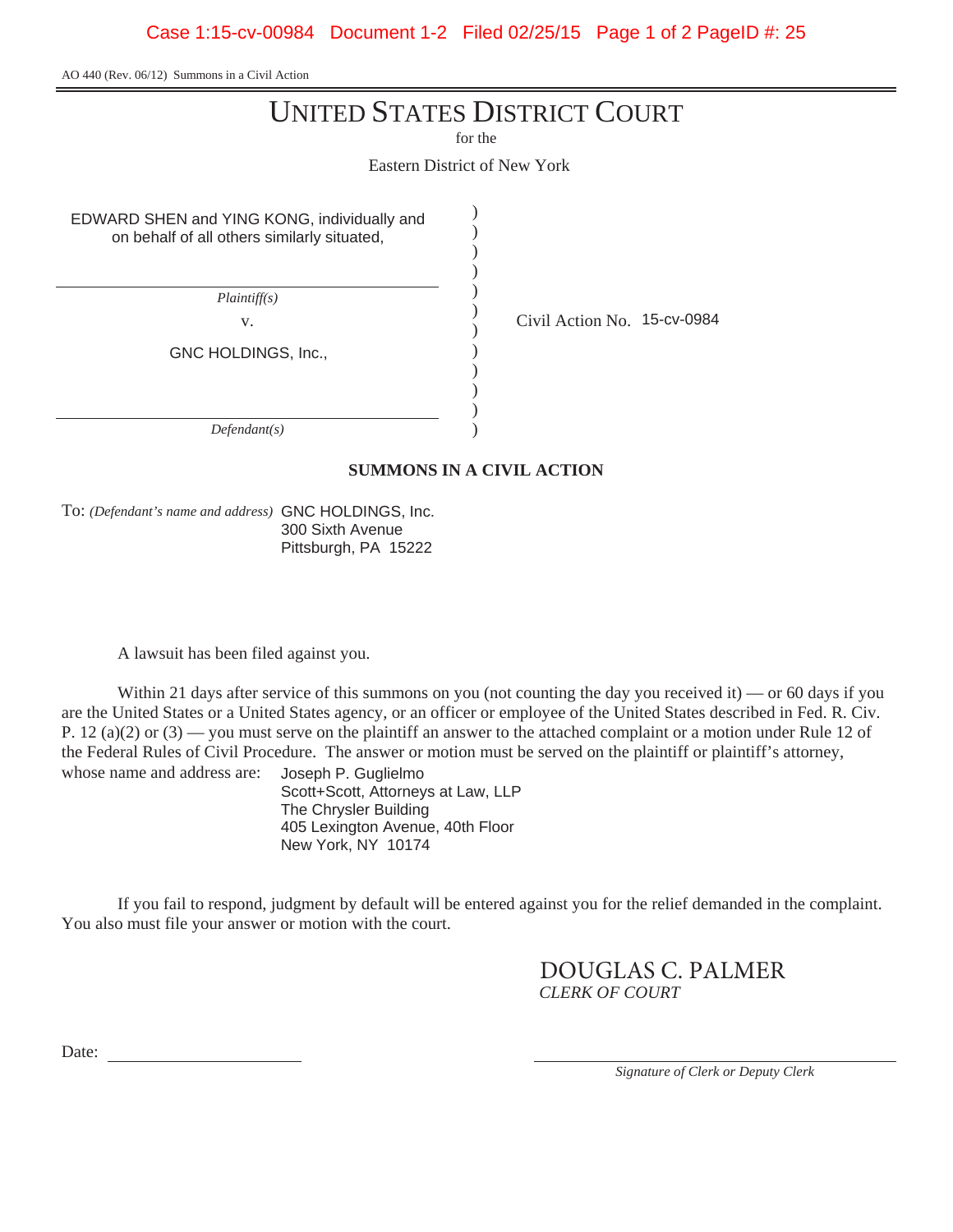AO 440 (Rev. 06/12) Summons in a Civil Action

# UNITED STATES DISTRICT COURT

for the

Eastern District of New York

EDWARD SHEN and YING KONG, individually and on behalf of all others similarly situated,

*Plaintiff(s)*

v.

GNC HOLDINGS, Inc.,

*Defendant(s)*

Civil Action No. 15-cv-0984

**SUMMONS IN A CIVIL ACTION**

To: *(Defendant's name and address)* GNC HOLDINGS, Inc.
300 Sixth Avenue
Pittsburgh, PA 15222

A lawsuit has been filed against you.

Within 21 days after service of this summons on you (not counting the day you received it) — or 60 days if you are the United States or a United States agency, or an officer or employee of the United States described in Fed. R. Civ. P. 12 (a)(2) or (3) — you must serve on the plaintiff an answer to the attached complaint or a motion under Rule 12 of the Federal Rules of Civil Procedure. The answer or motion must be served on the plaintiff or plaintiff's attorney, whose name and address are:

Joseph P. Guglielmo
Scott+Scott, Attorneys at Law, LLP
The Chrysler Building
405 Lexington Avenue, 40th Floor
New York, NY 10174

If you fail to respond, judgment by default will be entered against you for the relief demanded in the complaint. You also must file your answer or motion with the court.

DOUGLAS C. PALMER
*CLERK OF COURT*

Date: ______________________

______________________________
*Signature of Clerk or Deputy Clerk*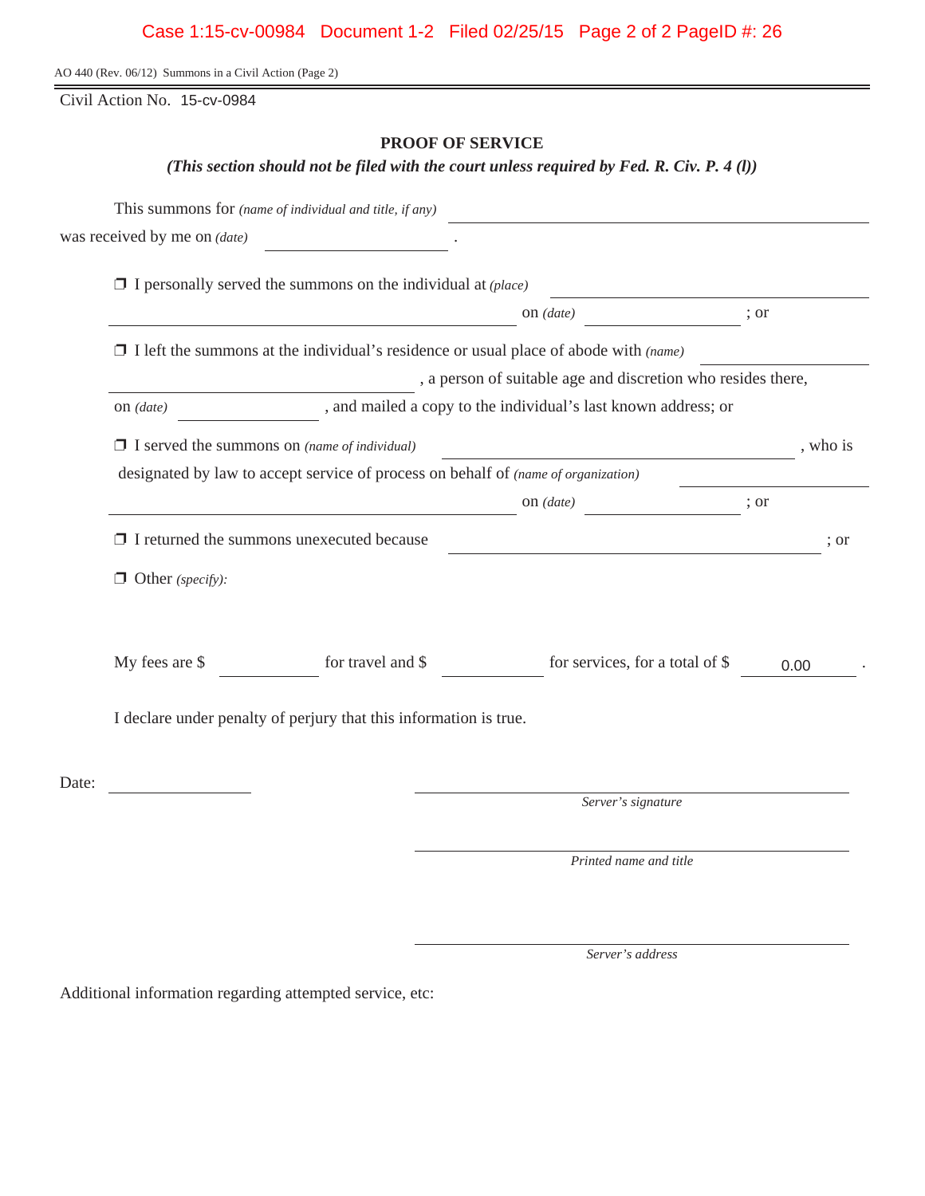AO 440 (Rev. 06/12) Summons in a Civil Action (Page 2)

Civil Action No. 15-cv-0984

## PROOF OF SERVICE

***(This section should not be filed with the court unless required by Fed. R. Civ. P. 4 (l))***

This summons for *(name of individual and title, if any)* ______________________________

was received by me on *(date)* ____________________ .

❒ I personally served the summons on the individual at *(place)* ______________________________ on *(date)* ______________ ; or

❒ I left the summons at the individual's residence or usual place of abode with *(name)* ______________________________ , a person of suitable age and discretion who resides there, on *(date)* ______________ , and mailed a copy to the individual's last known address; or

❒ I served the summons on *(name of individual)* ______________________________ , who is designated by law to accept service of process on behalf of *(name of organization)* ______________________________ on *(date)* ______________ ; or

❒ I returned the summons unexecuted because ______________________________ ; or

❒ Other *(specify)*:

My fees are $ __________ for travel and $ __________ for services, for a total of $ 0.00 .

I declare under penalty of perjury that this information is true.

Date: ______________

______________________________
*Server's signature*

______________________________
*Printed name and title*

______________________________
*Server's address*

Additional information regarding attempted service, etc: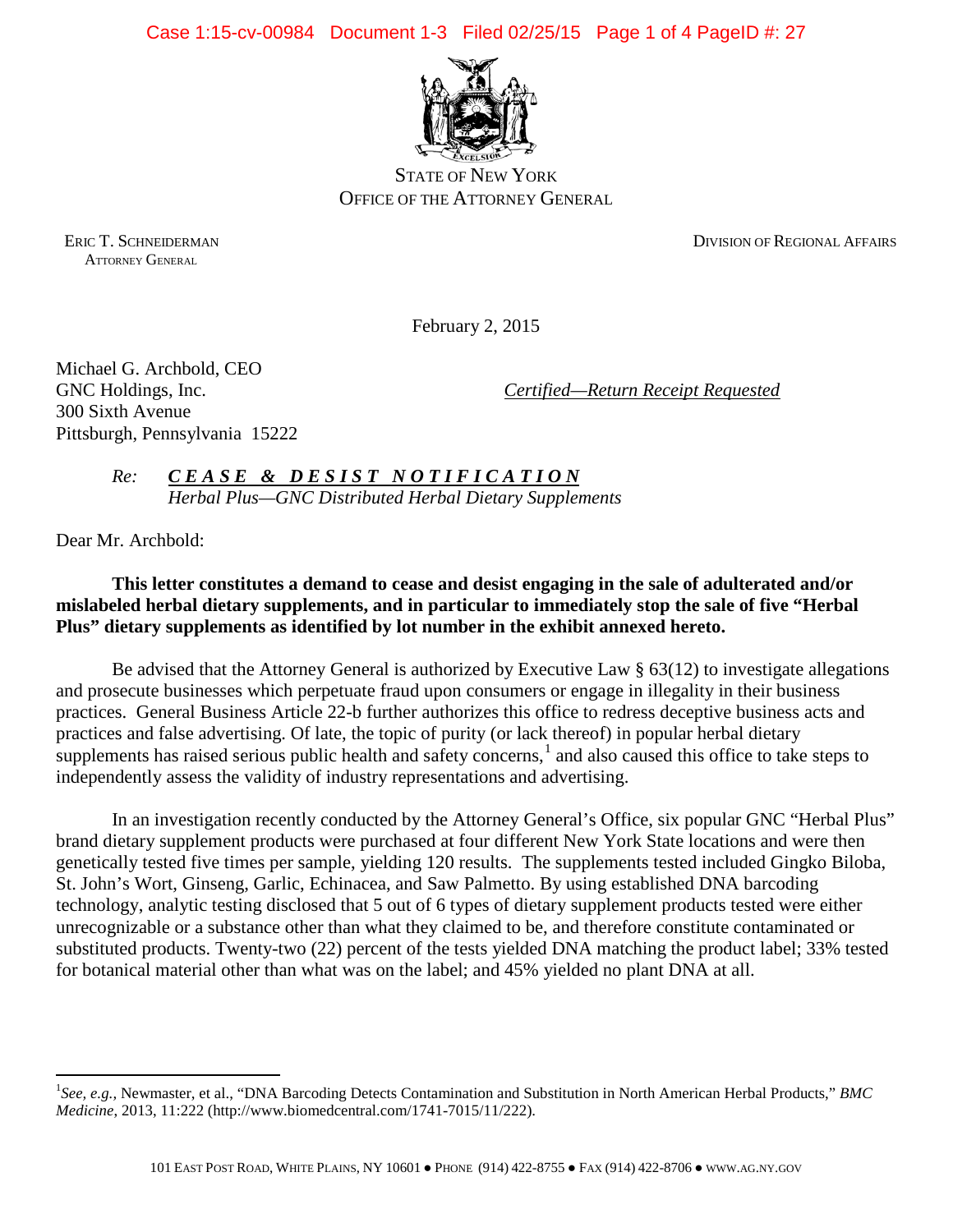STATE OF NEW YORK
OFFICE OF THE ATTORNEY GENERAL

ERIC T. SCHNEIDERMAN
ATTORNEY GENERAL

DIVISION OF REGIONAL AFFAIRS

February 2, 2015

Michael G. Archbold, CEO
GNC Holdings, Inc.
300 Sixth Avenue
Pittsburgh, Pennsylvania 15222

*Certified—Return Receipt Requested*

*Re:* ***CEASE & DESIST NOTIFICATION***
*Herbal Plus—GNC Distributed Herbal Dietary Supplements*

Dear Mr. Archbold:

**This letter constitutes a demand to cease and desist engaging in the sale of adulterated and/or mislabeled herbal dietary supplements, and in particular to immediately stop the sale of five "Herbal Plus" dietary supplements as identified by lot number in the exhibit annexed hereto.**

Be advised that the Attorney General is authorized by Executive Law § 63(12) to investigate allegations and prosecute businesses which perpetuate fraud upon consumers or engage in illegality in their business practices. General Business Article 22-b further authorizes this office to redress deceptive business acts and practices and false advertising. Of late, the topic of purity (or lack thereof) in popular herbal dietary supplements has raised serious public health and safety concerns,[1] and also caused this office to take steps to independently assess the validity of industry representations and advertising.

In an investigation recently conducted by the Attorney General's Office, six popular GNC "Herbal Plus" brand dietary supplement products were purchased at four different New York State locations and were then genetically tested five times per sample, yielding 120 results. The supplements tested included Gingko Biloba, St. John's Wort, Ginseng, Garlic, Echinacea, and Saw Palmetto. By using established DNA barcoding technology, analytic testing disclosed that 5 out of 6 types of dietary supplement products tested were either unrecognizable or a substance other than what they claimed to be, and therefore constitute contaminated or substituted products. Twenty-two (22) percent of the tests yielded DNA matching the product label; 33% tested for botanical material other than what was on the label; and 45% yielded no plant DNA at all.

---

[1] *See, e.g.,* Newmaster, et al., "DNA Barcoding Detects Contamination and Substitution in North American Herbal Products," *BMC Medicine*, 2013, 11:222 (http://www.biomedcentral.com/1741-7015/11/222).

101 EAST POST ROAD, WHITE PLAINS, NY 10601 ● PHONE (914) 422-8755 ● FAX (914) 422-8706 ● WWW.AG.NY.GOV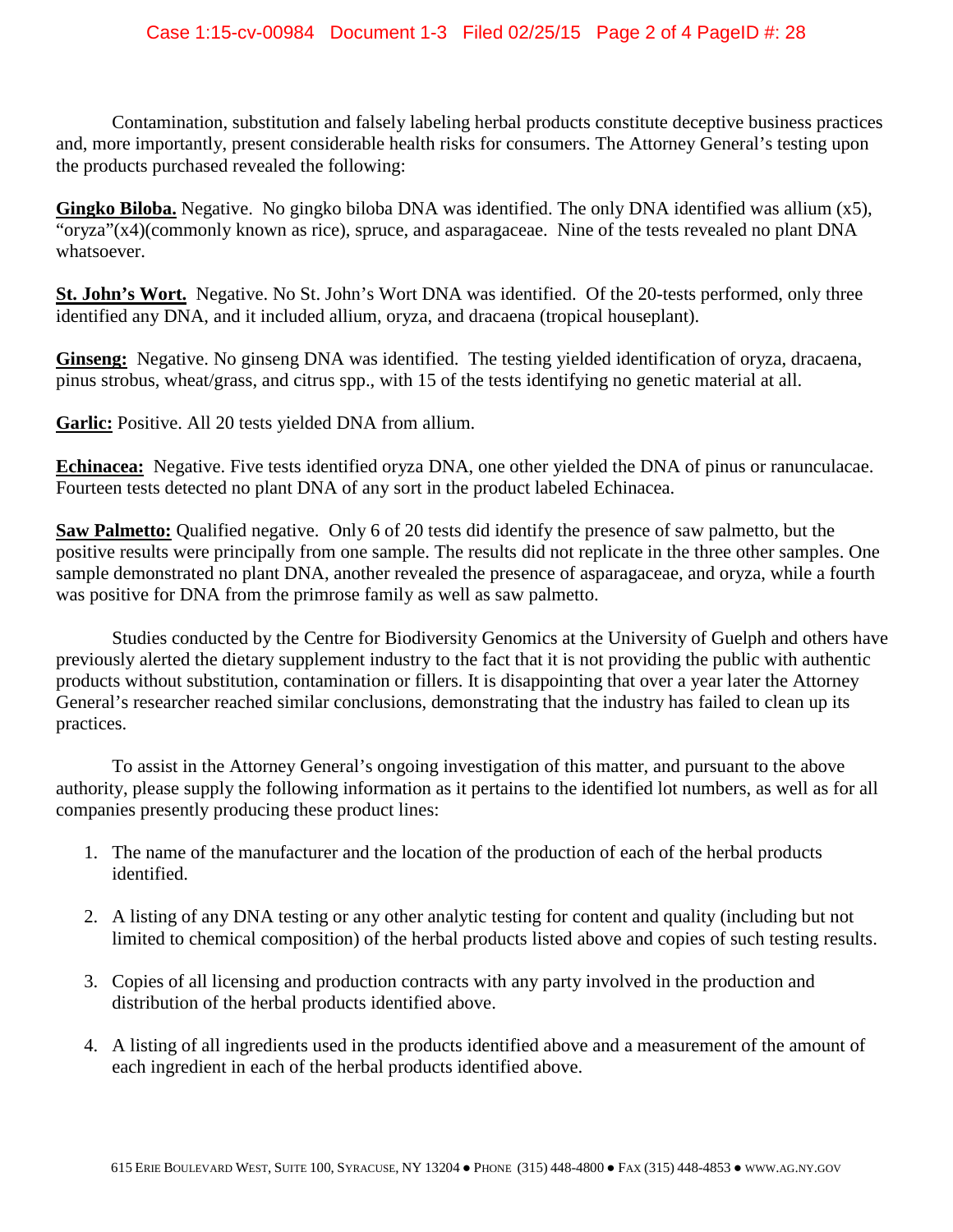Contamination, substitution and falsely labeling herbal products constitute deceptive business practices and, more importantly, present considerable health risks for consumers. The Attorney General's testing upon the products purchased revealed the following:

**Gingko Biloba.** Negative. No gingko biloba DNA was identified. The only DNA identified was allium (x5), "oryza"(x4)(commonly known as rice), spruce, and asparagaceae. Nine of the tests revealed no plant DNA whatsoever.

**St. John's Wort.** Negative. No St. John's Wort DNA was identified. Of the 20-tests performed, only three identified any DNA, and it included allium, oryza, and dracaena (tropical houseplant).

**Ginseng:** Negative. No ginseng DNA was identified. The testing yielded identification of oryza, dracaena, pinus strobus, wheat/grass, and citrus spp., with 15 of the tests identifying no genetic material at all.

**Garlic:** Positive. All 20 tests yielded DNA from allium.

**Echinacea:** Negative. Five tests identified oryza DNA, one other yielded the DNA of pinus or ranunculacae. Fourteen tests detected no plant DNA of any sort in the product labeled Echinacea.

**Saw Palmetto:** Qualified negative. Only 6 of 20 tests did identify the presence of saw palmetto, but the positive results were principally from one sample. The results did not replicate in the three other samples. One sample demonstrated no plant DNA, another revealed the presence of asparagaceae, and oryza, while a fourth was positive for DNA from the primrose family as well as saw palmetto.

Studies conducted by the Centre for Biodiversity Genomics at the University of Guelph and others have previously alerted the dietary supplement industry to the fact that it is not providing the public with authentic products without substitution, contamination or fillers. It is disappointing that over a year later the Attorney General's researcher reached similar conclusions, demonstrating that the industry has failed to clean up its practices.

To assist in the Attorney General's ongoing investigation of this matter, and pursuant to the above authority, please supply the following information as it pertains to the identified lot numbers, as well as for all companies presently producing these product lines:

1. The name of the manufacturer and the location of the production of each of the herbal products identified.
2. A listing of any DNA testing or any other analytic testing for content and quality (including but not limited to chemical composition) of the herbal products listed above and copies of such testing results.
3. Copies of all licensing and production contracts with any party involved in the production and distribution of the herbal products identified above.
4. A listing of all ingredients used in the products identified above and a measurement of the amount of each ingredient in each of the herbal products identified above.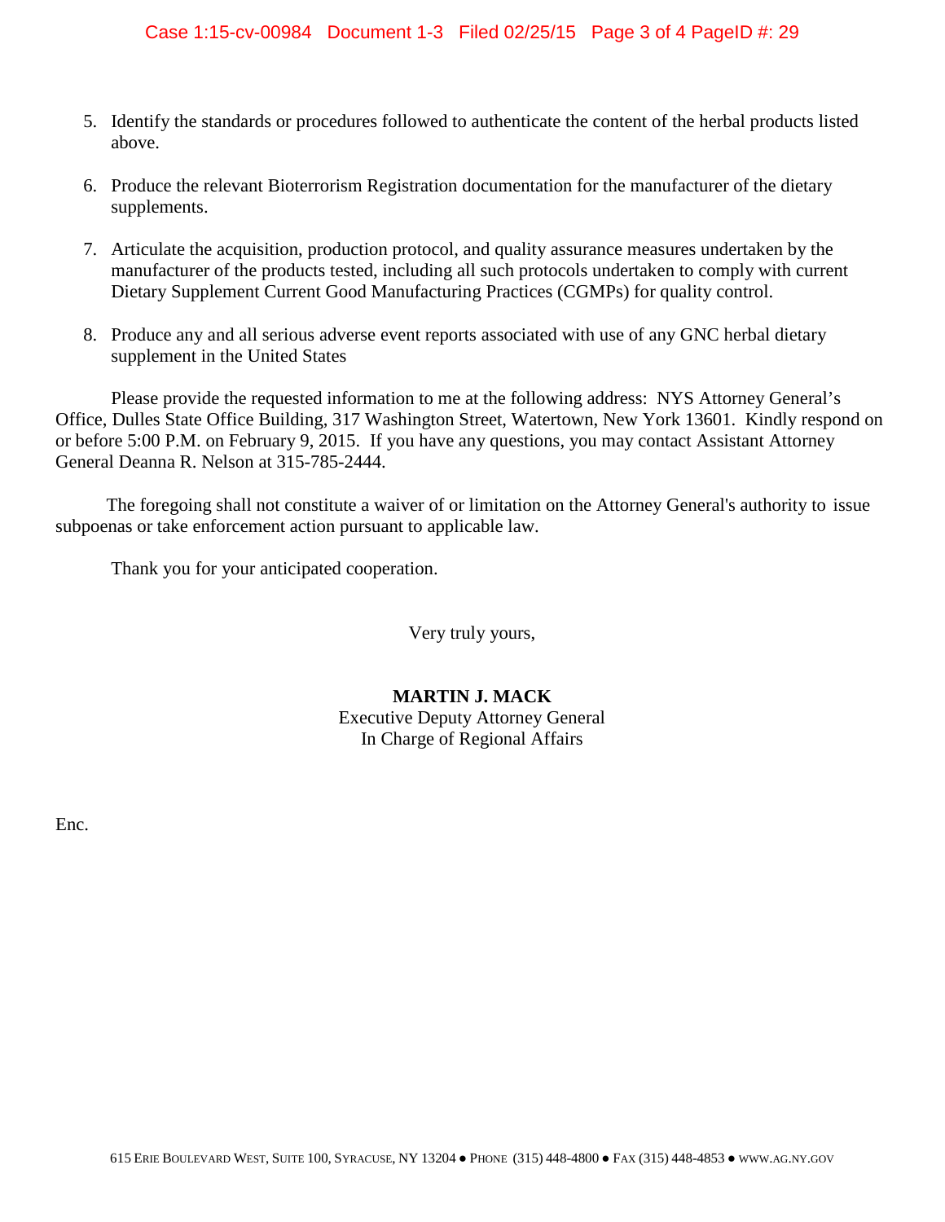5. Identify the standards or procedures followed to authenticate the content of the herbal products listed above.

6. Produce the relevant Bioterrorism Registration documentation for the manufacturer of the dietary supplements.

7. Articulate the acquisition, production protocol, and quality assurance measures undertaken by the manufacturer of the products tested, including all such protocols undertaken to comply with current Dietary Supplement Current Good Manufacturing Practices (CGMPs) for quality control.

8. Produce any and all serious adverse event reports associated with use of any GNC herbal dietary supplement in the United States

Please provide the requested information to me at the following address: NYS Attorney General's Office, Dulles State Office Building, 317 Washington Street, Watertown, New York 13601. Kindly respond on or before 5:00 P.M. on February 9, 2015. If you have any questions, you may contact Assistant Attorney General Deanna R. Nelson at 315-785-2444.

The foregoing shall not constitute a waiver of or limitation on the Attorney General's authority to issue subpoenas or take enforcement action pursuant to applicable law.

Thank you for your anticipated cooperation.

Very truly yours,

**MARTIN J. MACK**
Executive Deputy Attorney General
In Charge of Regional Affairs

Enc.

615 ERIE BOULEVARD WEST, SUITE 100, SYRACUSE, NY 13204 ● PHONE (315) 448-4800 ● FAX (315) 448-4853 ● WWW.AG.NY.GOV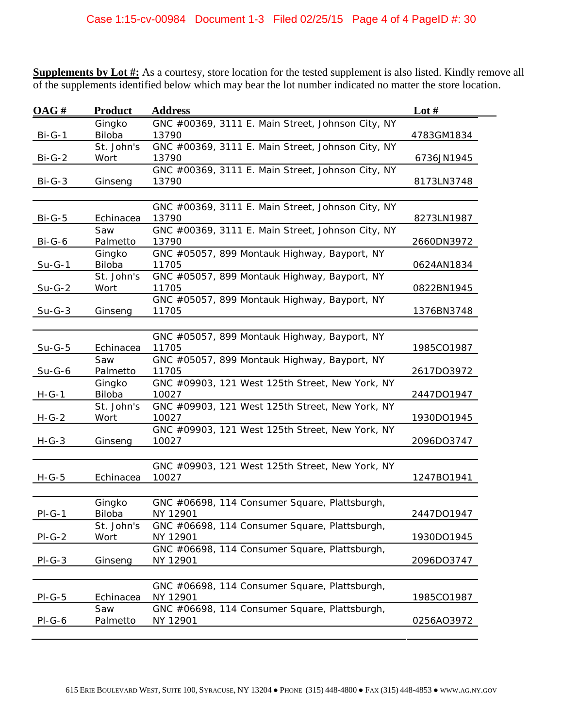**Supplements by Lot #:** As a courtesy, store location for the tested supplement is also listed. Kindly remove all of the supplements identified below which may bear the lot number indicated no matter the store location.

| OAG # | Product | Address | Lot # |
|---|---|---|---|
| Bi-G-1 | Gingko Biloba | GNC #00369, 3111 E. Main Street, Johnson City, NY 13790 | 4783GM1834 |
| Bi-G-2 | St. John's Wort | GNC #00369, 3111 E. Main Street, Johnson City, NY 13790 | 6736JN1945 |
| Bi-G-3 | Ginseng | GNC #00369, 3111 E. Main Street, Johnson City, NY 13790 | 8173LN3748 |
| | | | |
| Bi-G-5 | Echinacea | GNC #00369, 3111 E. Main Street, Johnson City, NY 13790 | 8273LN1987 |
| Bi-G-6 | Saw Palmetto | GNC #00369, 3111 E. Main Street, Johnson City, NY 13790 | 2660DN3972 |
| Su-G-1 | Gingko Biloba | GNC #05057, 899 Montauk Highway, Bayport, NY 11705 | 0624AN1834 |
| Su-G-2 | St. John's Wort | GNC #05057, 899 Montauk Highway, Bayport, NY 11705 | 0822BN1945 |
| Su-G-3 | Ginseng | GNC #05057, 899 Montauk Highway, Bayport, NY 11705 | 1376BN3748 |
| | | | |
| Su-G-5 | Echinacea | GNC #05057, 899 Montauk Highway, Bayport, NY 11705 | 1985CO1987 |
| Su-G-6 | Saw Palmetto | GNC #05057, 899 Montauk Highway, Bayport, NY 11705 | 2617DO3972 |
| H-G-1 | Gingko Biloba | GNC #09903, 121 West 125th Street, New York, NY 10027 | 2447DO1947 |
| H-G-2 | St. John's Wort | GNC #09903, 121 West 125th Street, New York, NY 10027 | 1930DO1945 |
| H-G-3 | Ginseng | GNC #09903, 121 West 125th Street, New York, NY 10027 | 2096DO3747 |
| | | | |
| H-G-5 | Echinacea | GNC #09903, 121 West 125th Street, New York, NY 10027 | 1247BO1941 |
| | | | |
| Pl-G-1 | Gingko Biloba | GNC #06698, 114 Consumer Square, Plattsburgh, NY 12901 | 2447DO1947 |
| Pl-G-2 | St. John's Wort | GNC #06698, 114 Consumer Square, Plattsburgh, NY 12901 | 1930DO1945 |
| Pl-G-3 | Ginseng | GNC #06698, 114 Consumer Square, Plattsburgh, NY 12901 | 2096DO3747 |
| | | | |
| Pl-G-5 | Echinacea | GNC #06698, 114 Consumer Square, Plattsburgh, NY 12901 | 1985CO1987 |
| Pl-G-6 | Saw Palmetto | GNC #06698, 114 Consumer Square, Plattsburgh, NY 12901 | 0256AO3972 |

615 Erie Boulevard West, Suite 100, Syracuse, NY 13204 ● Phone (315) 448-4800 ● Fax (315) 448-4853 ● www.ag.ny.gov